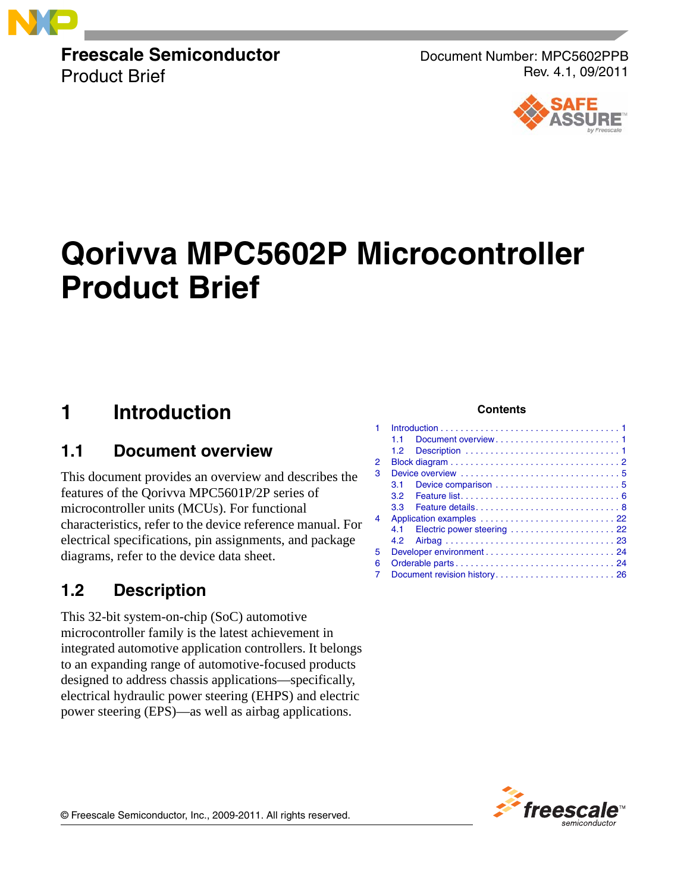Freescale Semiconductor
Product Brief

Document Number: MPC5602PPB
Rev. 4.1, 09/2011

# Qorivva MPC5602P Microcontroller Product Brief

**Contents**

1 Introduction . . . . . . . . . . . . . . . . . . . . . . . . . . . . . . . . . . . . 1
  1.1 Document overview . . . . . . . . . . . . . . . . . . . . . . . . . 1
  1.2 Description . . . . . . . . . . . . . . . . . . . . . . . . . . . . . . . 1
2 Block diagram . . . . . . . . . . . . . . . . . . . . . . . . . . . . . . . . . 2
3 Device overview . . . . . . . . . . . . . . . . . . . . . . . . . . . . . . . 5
  3.1 Device comparison . . . . . . . . . . . . . . . . . . . . . . . . . 5
  3.2 Feature list . . . . . . . . . . . . . . . . . . . . . . . . . . . . . . . 6
  3.3 Feature details . . . . . . . . . . . . . . . . . . . . . . . . . . . . 8
4 Application examples . . . . . . . . . . . . . . . . . . . . . . . . . . . 22
  4.1 Electric power steering . . . . . . . . . . . . . . . . . . . . . 22
  4.2 Airbag . . . . . . . . . . . . . . . . . . . . . . . . . . . . . . . . . . 23
5 Developer environment . . . . . . . . . . . . . . . . . . . . . . . . . . 24
6 Orderable parts . . . . . . . . . . . . . . . . . . . . . . . . . . . . . . . . 24
7 Document revision history . . . . . . . . . . . . . . . . . . . . . . . . 26

## 1 Introduction

### 1.1 Document overview

This document provides an overview and describes the features of the Qorivva MPC5601P/2P series of microcontroller units (MCUs). For functional characteristics, refer to the device reference manual. For electrical specifications, pin assignments, and package diagrams, refer to the device data sheet.

### 1.2 Description

This 32-bit system-on-chip (SoC) automotive microcontroller family is the latest achievement in integrated automotive application controllers. It belongs to an expanding range of automotive-focused products designed to address chassis applications—specifically, electrical hydraulic power steering (EHPS) and electric power steering (EPS)—as well as airbag applications.

© Freescale Semiconductor, Inc., 2009-2011. All rights reserved.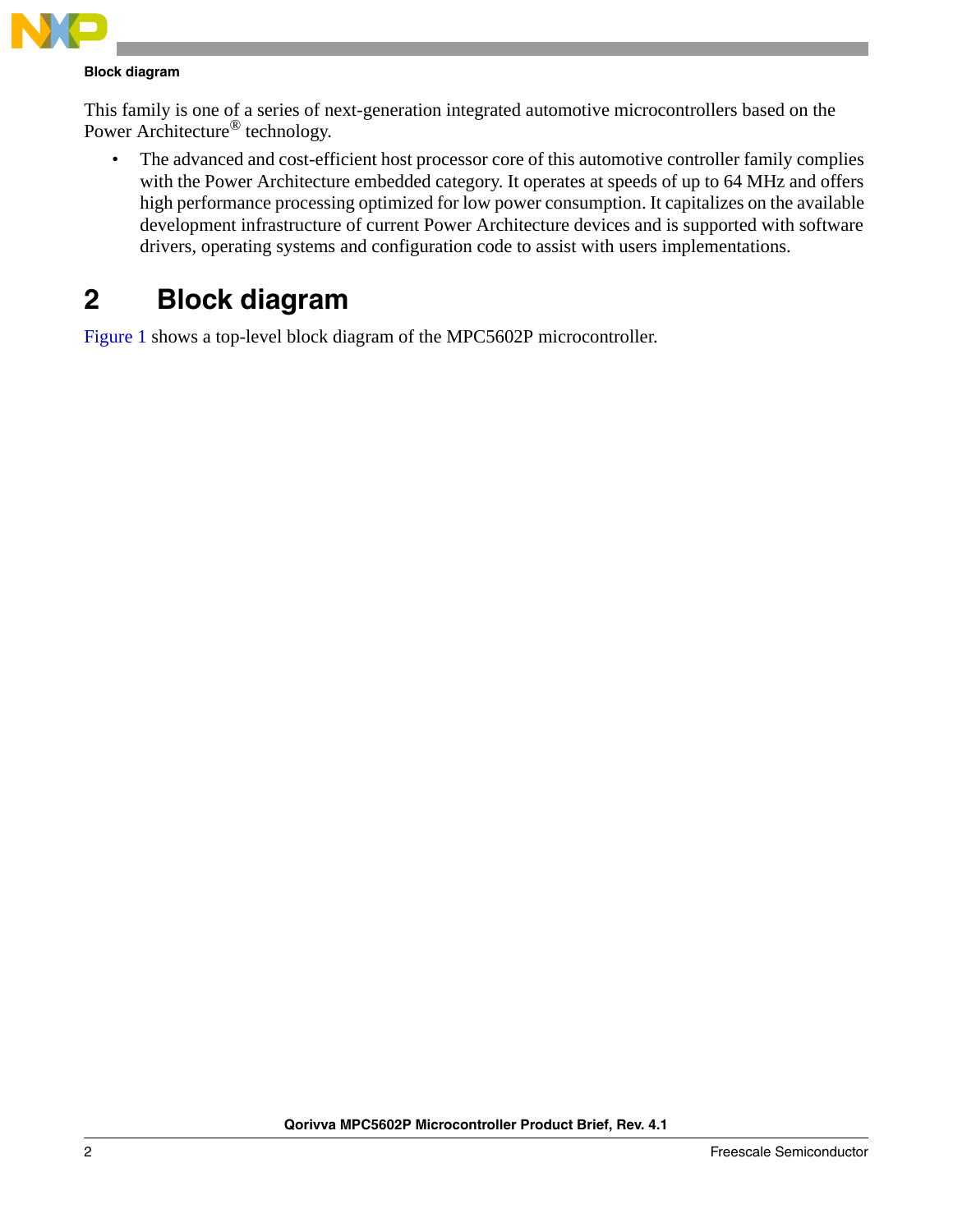This family is one of a series of next-generation integrated automotive microcontrollers based on the Power Architecture® technology.

- The advanced and cost-efficient host processor core of this automotive controller family complies with the Power Architecture embedded category. It operates at speeds of up to 64 MHz and offers high performance processing optimized for low power consumption. It capitalizes on the available development infrastructure of current Power Architecture devices and is supported with software drivers, operating systems and configuration code to assist with users implementations.

# 2 Block diagram

Figure 1 shows a top-level block diagram of the MPC5602P microcontroller.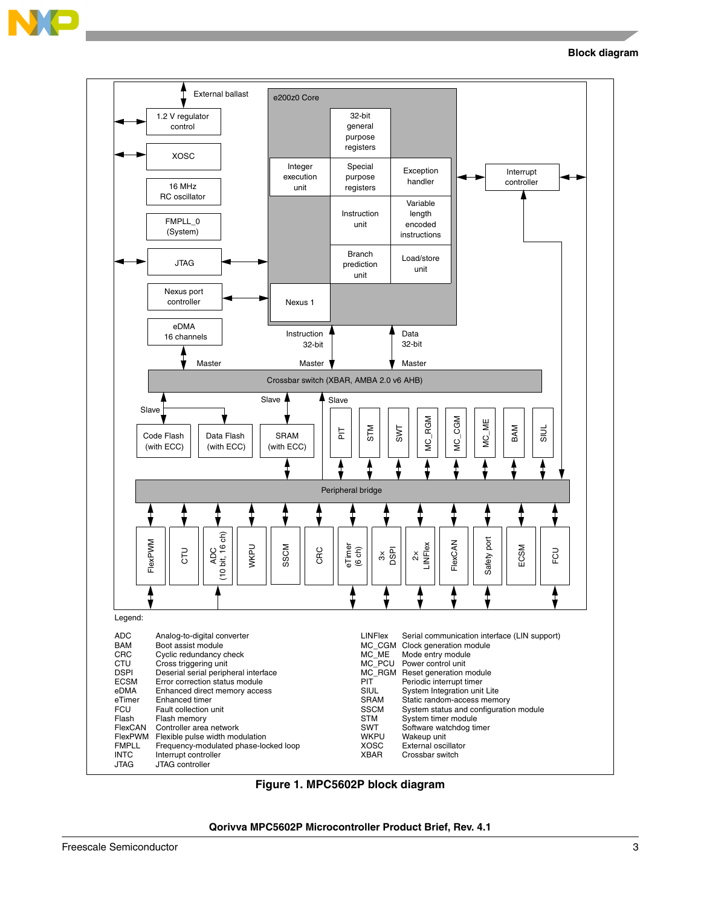Legend:

| | |
|---|---|
| ADC | Analog-to-digital converter |
| BAM | Boot assist module |
| CRC | Cyclic redundancy check |
| CTU | Cross triggering unit |
| DSPI | Deserial serial peripheral interface |
| ECSM | Error correction status module |
| eDMA | Enhanced direct memory access |
| eTimer | Enhanced timer |
| FCU | Fault collection unit |
| Flash | Flash memory |
| FlexCAN | Controller area network |
| FlexPWM | Flexible pulse width modulation |
| FMPLL | Frequency-modulated phase-locked loop |
| INTC | Interrupt controller |
| JTAG | JTAG controller |
| LINFlex | Serial communication interface (LIN support) |
| MC_CGM | Clock generation module |
| MC_ME | Mode entry module |
| MC_PCU | Power control unit |
| MC_RGM | Reset generation module |
| PIT | Periodic interrupt timer |
| SIUL | System Integration unit Lite |
| SRAM | Static random-access memory |
| SSCM | System status and configuration module |
| STM | System timer module |
| SWT | Software watchdog timer |
| WKPU | Wakeup unit |
| XOSC | External oscillator |
| XBAR | Crossbar switch |

**Figure 1. MPC5602P block diagram**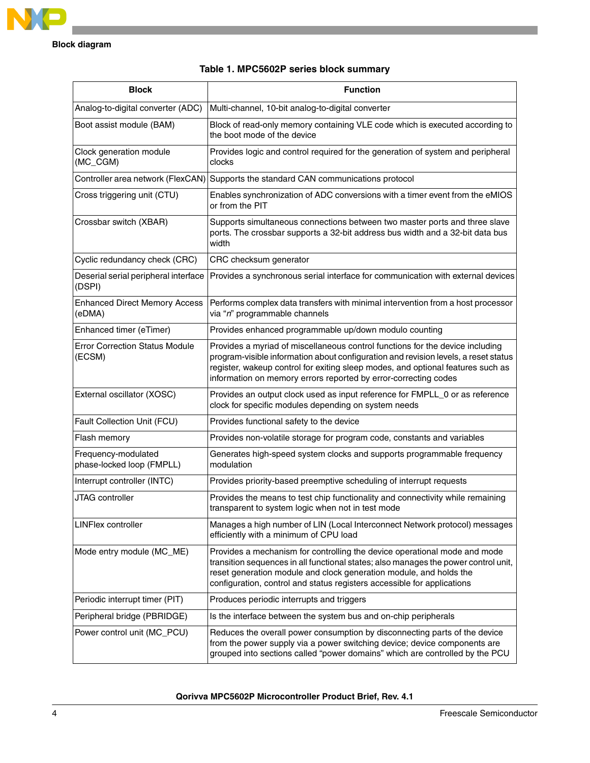Table 1. MPC5602P series block summary

| Block | Function |
|---|---|
| Analog-to-digital converter (ADC) | Multi-channel, 10-bit analog-to-digital converter |
| Boot assist module (BAM) | Block of read-only memory containing VLE code which is executed according to the boot mode of the device |
| Clock generation module (MC_CGM) | Provides logic and control required for the generation of system and peripheral clocks |
| Controller area network (FlexCAN) | Supports the standard CAN communications protocol |
| Cross triggering unit (CTU) | Enables synchronization of ADC conversions with a timer event from the eMIOS or from the PIT |
| Crossbar switch (XBAR) | Supports simultaneous connections between two master ports and three slave ports. The crossbar supports a 32-bit address bus width and a 32-bit data bus width |
| Cyclic redundancy check (CRC) | CRC checksum generator |
| Deserial serial peripheral interface (DSPI) | Provides a synchronous serial interface for communication with external devices |
| Enhanced Direct Memory Access (eDMA) | Performs complex data transfers with minimal intervention from a host processor via "*n*" programmable channels |
| Enhanced timer (eTimer) | Provides enhanced programmable up/down modulo counting |
| Error Correction Status Module (ECSM) | Provides a myriad of miscellaneous control functions for the device including program-visible information about configuration and revision levels, a reset status register, wakeup control for exiting sleep modes, and optional features such as information on memory errors reported by error-correcting codes |
| External oscillator (XOSC) | Provides an output clock used as input reference for FMPLL_0 or as reference clock for specific modules depending on system needs |
| Fault Collection Unit (FCU) | Provides functional safety to the device |
| Flash memory | Provides non-volatile storage for program code, constants and variables |
| Frequency-modulated phase-locked loop (FMPLL) | Generates high-speed system clocks and supports programmable frequency modulation |
| Interrupt controller (INTC) | Provides priority-based preemptive scheduling of interrupt requests |
| JTAG controller | Provides the means to test chip functionality and connectivity while remaining transparent to system logic when not in test mode |
| LINFlex controller | Manages a high number of LIN (Local Interconnect Network protocol) messages efficiently with a minimum of CPU load |
| Mode entry module (MC_ME) | Provides a mechanism for controlling the device operational mode and mode transition sequences in all functional states; also manages the power control unit, reset generation module and clock generation module, and holds the configuration, control and status registers accessible for applications |
| Periodic interrupt timer (PIT) | Produces periodic interrupts and triggers |
| Peripheral bridge (PBRIDGE) | Is the interface between the system bus and on-chip peripherals |
| Power control unit (MC_PCU) | Reduces the overall power consumption by disconnecting parts of the device from the power supply via a power switching device; device components are grouped into sections called "power domains" which are controlled by the PCU |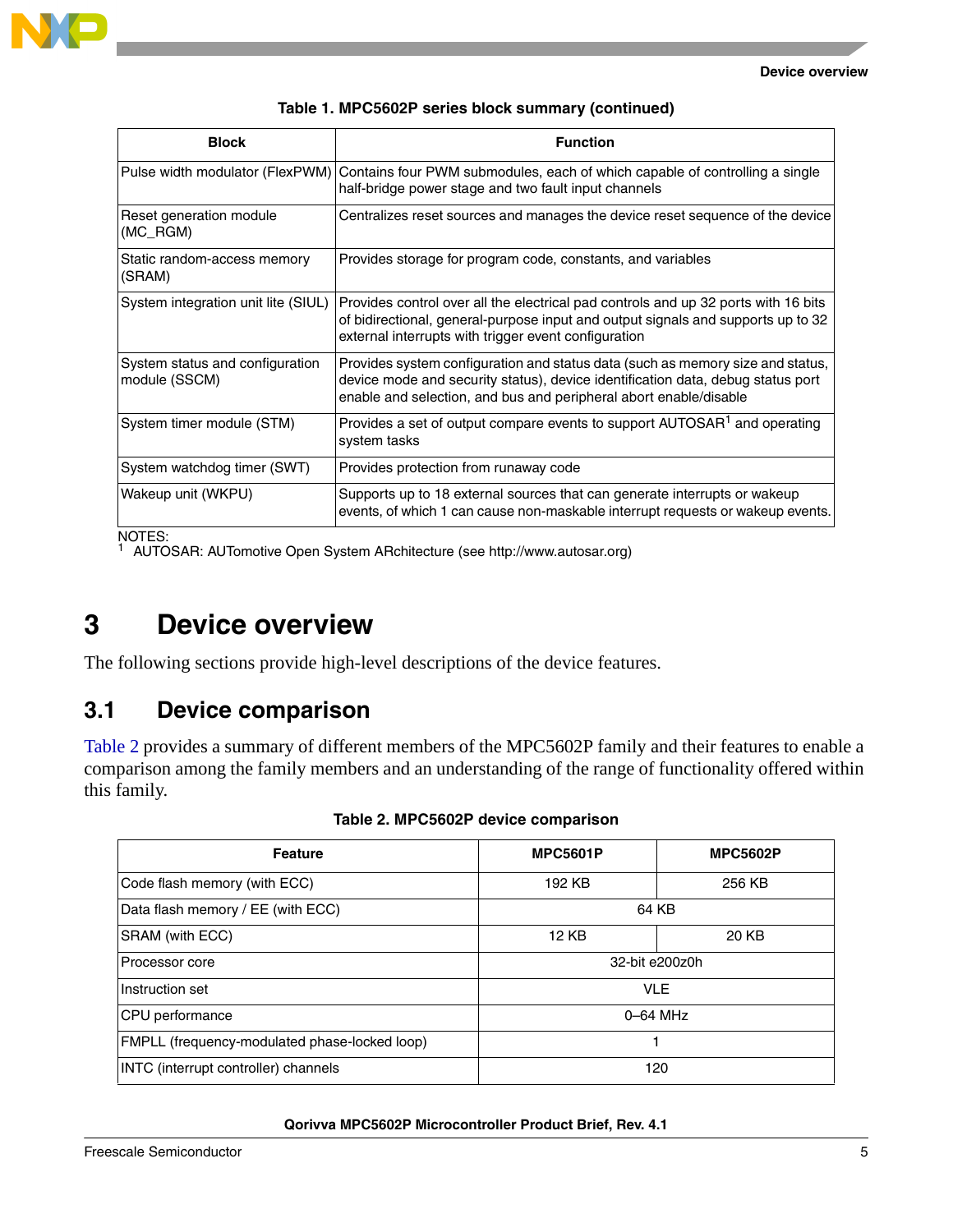**Table 1. MPC5602P series block summary (continued)**

| Block | Function |
|---|---|
| Pulse width modulator (FlexPWM) | Contains four PWM submodules, each of which capable of controlling a single half-bridge power stage and two fault input channels |
| Reset generation module (MC_RGM) | Centralizes reset sources and manages the device reset sequence of the device |
| Static random-access memory (SRAM) | Provides storage for program code, constants, and variables |
| System integration unit lite (SIUL) | Provides control over all the electrical pad controls and up 32 ports with 16 bits of bidirectional, general-purpose input and output signals and supports up to 32 external interrupts with trigger event configuration |
| System status and configuration module (SSCM) | Provides system configuration and status data (such as memory size and status, device mode and security status), device identification data, debug status port enable and selection, and bus and peripheral abort enable/disable |
| System timer module (STM) | Provides a set of output compare events to support AUTOSAR[1] and operating system tasks |
| System watchdog timer (SWT) | Provides protection from runaway code |
| Wakeup unit (WKPU) | Supports up to 18 external sources that can generate interrupts or wakeup events, of which 1 can cause non-maskable interrupt requests or wakeup events. |

NOTES:
[1] AUTOSAR: AUTomotive Open System ARchitecture (see http://www.autosar.org)

# 3 Device overview

The following sections provide high-level descriptions of the device features.

## 3.1 Device comparison

Table 2 provides a summary of different members of the MPC5602P family and their features to enable a comparison among the family members and an understanding of the range of functionality offered within this family.

**Table 2. MPC5602P device comparison**

| Feature | MPC5601P | MPC5602P |
|---|---|---|
| Code flash memory (with ECC) | 192 KB | 256 KB |
| Data flash memory / EE (with ECC) | 64 KB | |
| SRAM (with ECC) | 12 KB | 20 KB |
| Processor core | 32-bit e200z0h | |
| Instruction set | VLE | |
| CPU performance | 0–64 MHz | |
| FMPLL (frequency-modulated phase-locked loop) | 1 | |
| INTC (interrupt controller) channels | 120 | |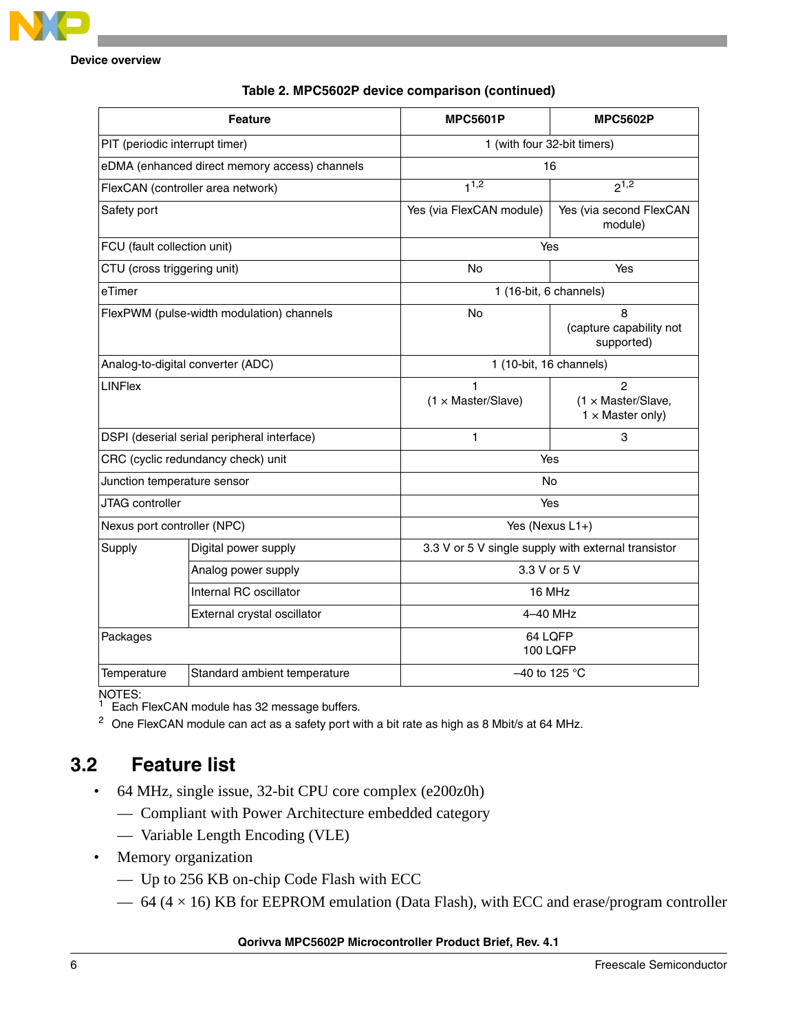**Table 2. MPC5602P device comparison (continued)**

| Feature | | MPC5601P | MPC5602P |
|---|---|---|---|
| PIT (periodic interrupt timer) | | 1 (with four 32-bit timers) | |
| eDMA (enhanced direct memory access) channels | | 16 | |
| FlexCAN (controller area network) | | 1[1,2] | 2[1,2] |
| Safety port | | Yes (via FlexCAN module) | Yes (via second FlexCAN module) |
| FCU (fault collection unit) | | Yes | |
| CTU (cross triggering unit) | | No | Yes |
| eTimer | | 1 (16-bit, 6 channels) | |
| FlexPWM (pulse-width modulation) channels | | No | 8 (capture capability not supported) |
| Analog-to-digital converter (ADC) | | 1 (10-bit, 16 channels) | |
| LINFlex | | 1 (1 × Master/Slave) | 2 (1 × Master/Slave, 1 × Master only) |
| DSPI (deserial serial peripheral interface) | | 1 | 3 |
| CRC (cyclic redundancy check) unit | | Yes | |
| Junction temperature sensor | | No | |
| JTAG controller | | Yes | |
| Nexus port controller (NPC) | | Yes (Nexus L1+) | |
| Supply | Digital power supply | 3.3 V or 5 V single supply with external transistor | |
| | Analog power supply | 3.3 V or 5 V | |
| | Internal RC oscillator | 16 MHz | |
| | External crystal oscillator | 4–40 MHz | |
| Packages | | 64 LQFP<br>100 LQFP | |
| Temperature | Standard ambient temperature | –40 to 125 °C | |

NOTES:
[1] Each FlexCAN module has 32 message buffers.
[2] One FlexCAN module can act as a safety port with a bit rate as high as 8 Mbit/s at 64 MHz.

## 3.2 Feature list

- 64 MHz, single issue, 32-bit CPU core complex (e200z0h)
  - Compliant with Power Architecture embedded category
  - Variable Length Encoding (VLE)
- Memory organization
  - Up to 256 KB on-chip Code Flash with ECC
  - 64 (4 × 16) KB for EEPROM emulation (Data Flash), with ECC and erase/program controller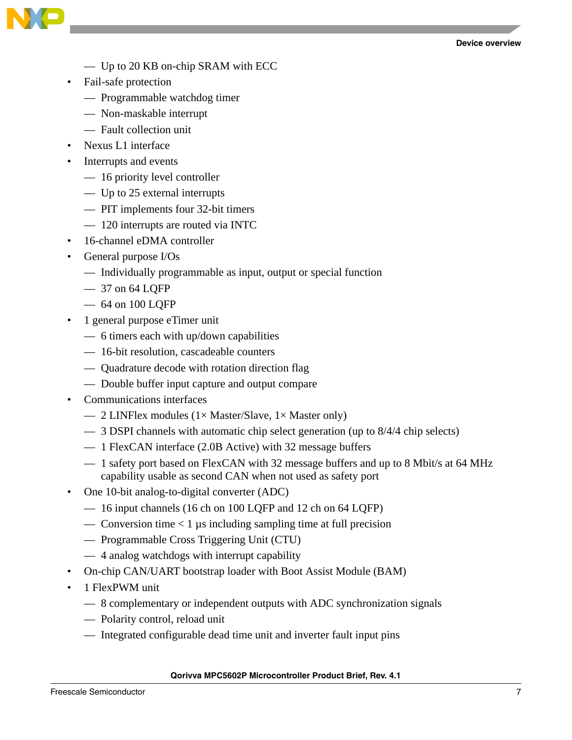- Up to 20 KB on-chip SRAM with ECC
- Fail-safe protection
  - Programmable watchdog timer
  - Non-maskable interrupt
  - Fault collection unit
- Nexus L1 interface
- Interrupts and events
  - 16 priority level controller
  - Up to 25 external interrupts
  - PIT implements four 32-bit timers
  - 120 interrupts are routed via INTC
- 16-channel eDMA controller
- General purpose I/Os
  - Individually programmable as input, output or special function
  - 37 on 64 LQFP
  - 64 on 100 LQFP
- 1 general purpose eTimer unit
  - 6 timers each with up/down capabilities
  - 16-bit resolution, cascadeable counters
  - Quadrature decode with rotation direction flag
  - Double buffer input capture and output compare
- Communications interfaces
  - 2 LINFlex modules (1× Master/Slave, 1× Master only)
  - 3 DSPI channels with automatic chip select generation (up to 8/4/4 chip selects)
  - 1 FlexCAN interface (2.0B Active) with 32 message buffers
  - 1 safety port based on FlexCAN with 32 message buffers and up to 8 Mbit/s at 64 MHz capability usable as second CAN when not used as safety port
- One 10-bit analog-to-digital converter (ADC)
  - 16 input channels (16 ch on 100 LQFP and 12 ch on 64 LQFP)
  - Conversion time < 1 µs including sampling time at full precision
  - Programmable Cross Triggering Unit (CTU)
  - 4 analog watchdogs with interrupt capability
- On-chip CAN/UART bootstrap loader with Boot Assist Module (BAM)
- 1 FlexPWM unit
  - 8 complementary or independent outputs with ADC synchronization signals
  - Polarity control, reload unit
  - Integrated configurable dead time unit and inverter fault input pins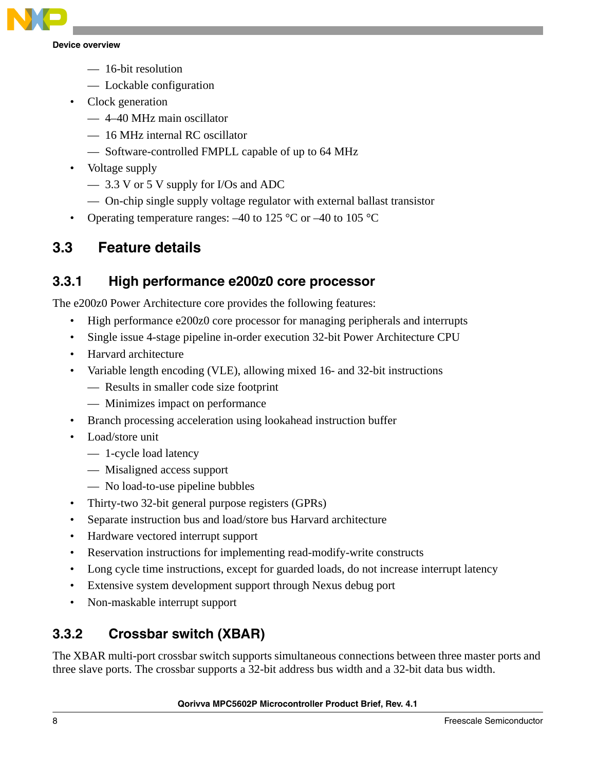- 16-bit resolution
  - Lockable configuration
- Clock generation
  - 4–40 MHz main oscillator
  - 16 MHz internal RC oscillator
  - Software-controlled FMPLL capable of up to 64 MHz
- Voltage supply
  - 3.3 V or 5 V supply for I/Os and ADC
  - On-chip single supply voltage regulator with external ballast transistor
- Operating temperature ranges: –40 to 125 °C or –40 to 105 °C

## 3.3 Feature details

### 3.3.1 High performance e200z0 core processor

The e200z0 Power Architecture core provides the following features:

- High performance e200z0 core processor for managing peripherals and interrupts
- Single issue 4-stage pipeline in-order execution 32-bit Power Architecture CPU
- Harvard architecture
- Variable length encoding (VLE), allowing mixed 16- and 32-bit instructions
  - Results in smaller code size footprint
  - Minimizes impact on performance
- Branch processing acceleration using lookahead instruction buffer
- Load/store unit
  - 1-cycle load latency
  - Misaligned access support
  - No load-to-use pipeline bubbles
- Thirty-two 32-bit general purpose registers (GPRs)
- Separate instruction bus and load/store bus Harvard architecture
- Hardware vectored interrupt support
- Reservation instructions for implementing read-modify-write constructs
- Long cycle time instructions, except for guarded loads, do not increase interrupt latency
- Extensive system development support through Nexus debug port
- Non-maskable interrupt support

### 3.3.2 Crossbar switch (XBAR)

The XBAR multi-port crossbar switch supports simultaneous connections between three master ports and three slave ports. The crossbar supports a 32-bit address bus width and a 32-bit data bus width.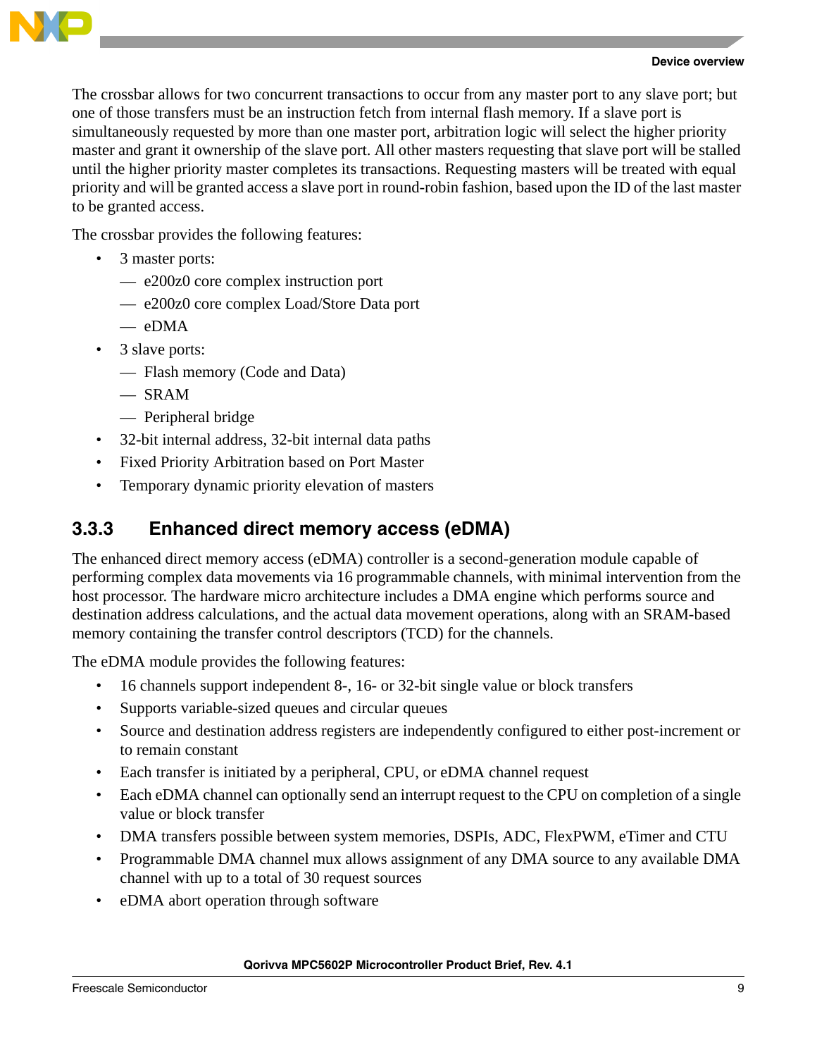The crossbar allows for two concurrent transactions to occur from any master port to any slave port; but one of those transfers must be an instruction fetch from internal flash memory. If a slave port is simultaneously requested by more than one master port, arbitration logic will select the higher priority master and grant it ownership of the slave port. All other masters requesting that slave port will be stalled until the higher priority master completes its transactions. Requesting masters will be treated with equal priority and will be granted access a slave port in round-robin fashion, based upon the ID of the last master to be granted access.

The crossbar provides the following features:

- 3 master ports:
  - e200z0 core complex instruction port
  - e200z0 core complex Load/Store Data port
  - eDMA
- 3 slave ports:
  - Flash memory (Code and Data)
  - SRAM
  - Peripheral bridge
- 32-bit internal address, 32-bit internal data paths
- Fixed Priority Arbitration based on Port Master
- Temporary dynamic priority elevation of masters

### 3.3.3 Enhanced direct memory access (eDMA)

The enhanced direct memory access (eDMA) controller is a second-generation module capable of performing complex data movements via 16 programmable channels, with minimal intervention from the host processor. The hardware micro architecture includes a DMA engine which performs source and destination address calculations, and the actual data movement operations, along with an SRAM-based memory containing the transfer control descriptors (TCD) for the channels.

The eDMA module provides the following features:

- 16 channels support independent 8-, 16- or 32-bit single value or block transfers
- Supports variable-sized queues and circular queues
- Source and destination address registers are independently configured to either post-increment or to remain constant
- Each transfer is initiated by a peripheral, CPU, or eDMA channel request
- Each eDMA channel can optionally send an interrupt request to the CPU on completion of a single value or block transfer
- DMA transfers possible between system memories, DSPIs, ADC, FlexPWM, eTimer and CTU
- Programmable DMA channel mux allows assignment of any DMA source to any available DMA channel with up to a total of 30 request sources
- eDMA abort operation through software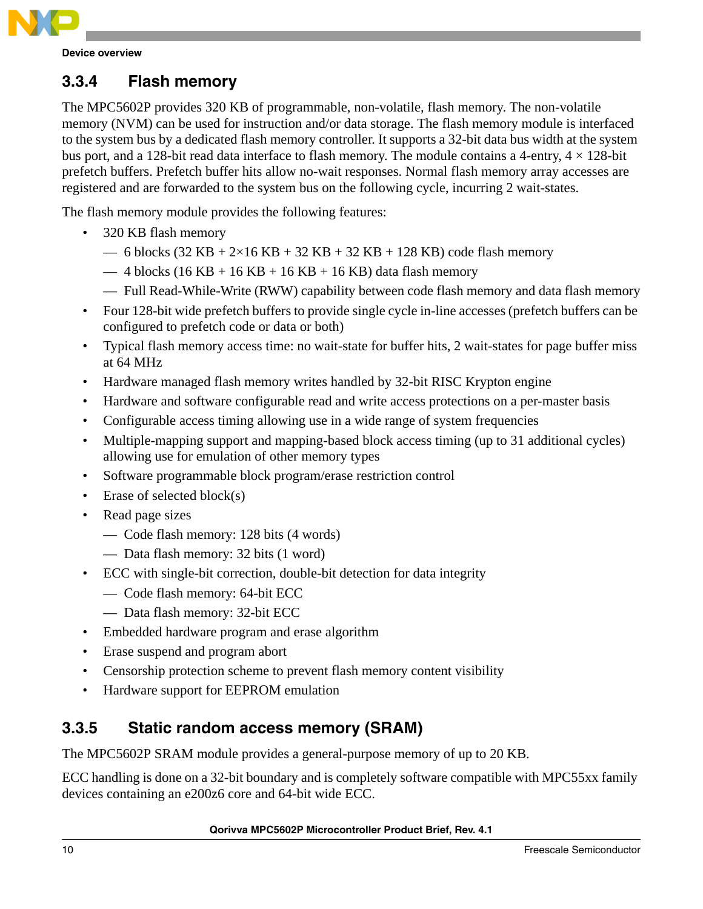### 3.3.4 Flash memory

The MPC5602P provides 320 KB of programmable, non-volatile, flash memory. The non-volatile memory (NVM) can be used for instruction and/or data storage. The flash memory module is interfaced to the system bus by a dedicated flash memory controller. It supports a 32-bit data bus width at the system bus port, and a 128-bit read data interface to flash memory. The module contains a 4-entry, 4 × 128-bit prefetch buffers. Prefetch buffer hits allow no-wait responses. Normal flash memory array accesses are registered and are forwarded to the system bus on the following cycle, incurring 2 wait-states.

The flash memory module provides the following features:

- 320 KB flash memory
  - 6 blocks (32 KB + 2×16 KB + 32 KB + 32 KB + 128 KB) code flash memory
  - 4 blocks (16 KB + 16 KB + 16 KB + 16 KB) data flash memory
  - Full Read-While-Write (RWW) capability between code flash memory and data flash memory
- Four 128-bit wide prefetch buffers to provide single cycle in-line accesses (prefetch buffers can be configured to prefetch code or data or both)
- Typical flash memory access time: no wait-state for buffer hits, 2 wait-states for page buffer miss at 64 MHz
- Hardware managed flash memory writes handled by 32-bit RISC Krypton engine
- Hardware and software configurable read and write access protections on a per-master basis
- Configurable access timing allowing use in a wide range of system frequencies
- Multiple-mapping support and mapping-based block access timing (up to 31 additional cycles) allowing use for emulation of other memory types
- Software programmable block program/erase restriction control
- Erase of selected block(s)
- Read page sizes
  - Code flash memory: 128 bits (4 words)
  - Data flash memory: 32 bits (1 word)
- ECC with single-bit correction, double-bit detection for data integrity
  - Code flash memory: 64-bit ECC
  - Data flash memory: 32-bit ECC
- Embedded hardware program and erase algorithm
- Erase suspend and program abort
- Censorship protection scheme to prevent flash memory content visibility
- Hardware support for EEPROM emulation

### 3.3.5 Static random access memory (SRAM)

The MPC5602P SRAM module provides a general-purpose memory of up to 20 KB.

ECC handling is done on a 32-bit boundary and is completely software compatible with MPC55xx family devices containing an e200z6 core and 64-bit wide ECC.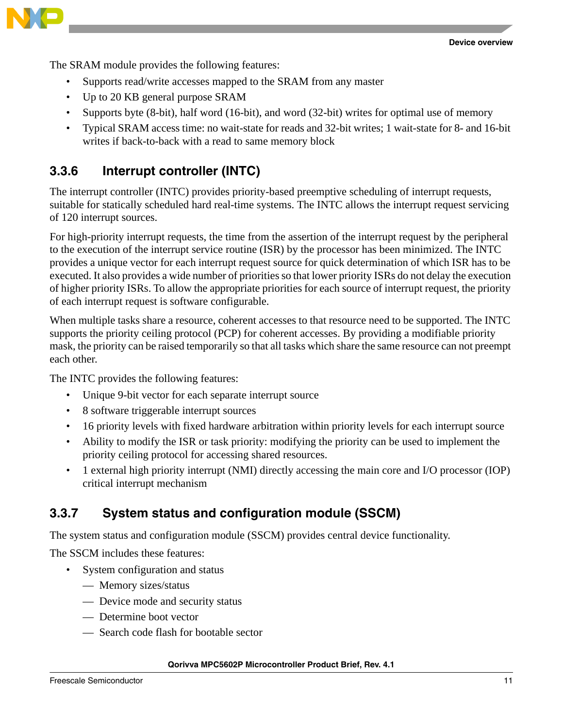The SRAM module provides the following features:

- Supports read/write accesses mapped to the SRAM from any master
- Up to 20 KB general purpose SRAM
- Supports byte (8-bit), half word (16-bit), and word (32-bit) writes for optimal use of memory
- Typical SRAM access time: no wait-state for reads and 32-bit writes; 1 wait-state for 8- and 16-bit writes if back-to-back with a read to same memory block

### 3.3.6 Interrupt controller (INTC)

The interrupt controller (INTC) provides priority-based preemptive scheduling of interrupt requests, suitable for statically scheduled hard real-time systems. The INTC allows the interrupt request servicing of 120 interrupt sources.

For high-priority interrupt requests, the time from the assertion of the interrupt request by the peripheral to the execution of the interrupt service routine (ISR) by the processor has been minimized. The INTC provides a unique vector for each interrupt request source for quick determination of which ISR has to be executed. It also provides a wide number of priorities so that lower priority ISRs do not delay the execution of higher priority ISRs. To allow the appropriate priorities for each source of interrupt request, the priority of each interrupt request is software configurable.

When multiple tasks share a resource, coherent accesses to that resource need to be supported. The INTC supports the priority ceiling protocol (PCP) for coherent accesses. By providing a modifiable priority mask, the priority can be raised temporarily so that all tasks which share the same resource can not preempt each other.

The INTC provides the following features:

- Unique 9-bit vector for each separate interrupt source
- 8 software triggerable interrupt sources
- 16 priority levels with fixed hardware arbitration within priority levels for each interrupt source
- Ability to modify the ISR or task priority: modifying the priority can be used to implement the priority ceiling protocol for accessing shared resources.
- 1 external high priority interrupt (NMI) directly accessing the main core and I/O processor (IOP) critical interrupt mechanism

### 3.3.7 System status and configuration module (SSCM)

The system status and configuration module (SSCM) provides central device functionality.

The SSCM includes these features:

- System configuration and status
  - Memory sizes/status
  - Device mode and security status
  - Determine boot vector
  - Search code flash for bootable sector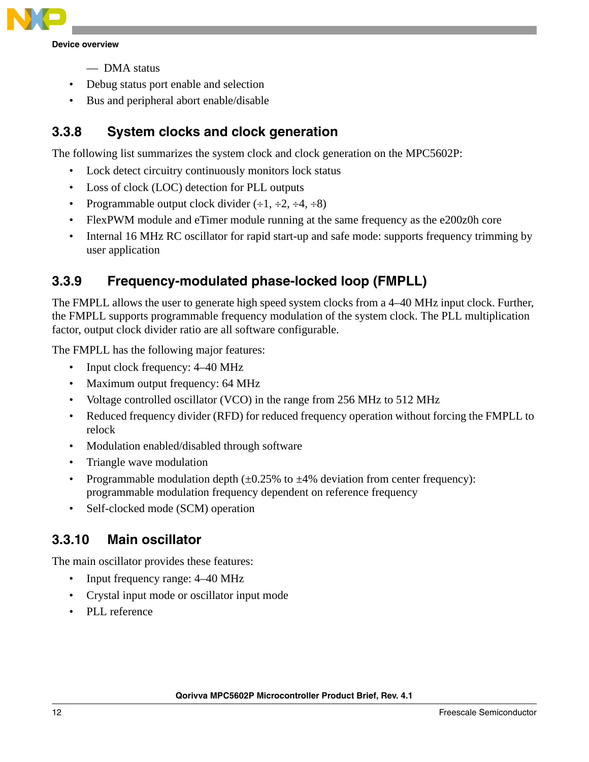— DMA status

- Debug status port enable and selection
- Bus and peripheral abort enable/disable

### 3.3.8 System clocks and clock generation

The following list summarizes the system clock and clock generation on the MPC5602P:

- Lock detect circuitry continuously monitors lock status
- Loss of clock (LOC) detection for PLL outputs
- Programmable output clock divider (÷1, ÷2, ÷4, ÷8)
- FlexPWM module and eTimer module running at the same frequency as the e200z0h core
- Internal 16 MHz RC oscillator for rapid start-up and safe mode: supports frequency trimming by user application

### 3.3.9 Frequency-modulated phase-locked loop (FMPLL)

The FMPLL allows the user to generate high speed system clocks from a 4–40 MHz input clock. Further, the FMPLL supports programmable frequency modulation of the system clock. The PLL multiplication factor, output clock divider ratio are all software configurable.

The FMPLL has the following major features:

- Input clock frequency: 4–40 MHz
- Maximum output frequency: 64 MHz
- Voltage controlled oscillator (VCO) in the range from 256 MHz to 512 MHz
- Reduced frequency divider (RFD) for reduced frequency operation without forcing the FMPLL to relock
- Modulation enabled/disabled through software
- Triangle wave modulation
- Programmable modulation depth (±0.25% to ±4% deviation from center frequency): programmable modulation frequency dependent on reference frequency
- Self-clocked mode (SCM) operation

### 3.3.10 Main oscillator

The main oscillator provides these features:

- Input frequency range: 4–40 MHz
- Crystal input mode or oscillator input mode
- PLL reference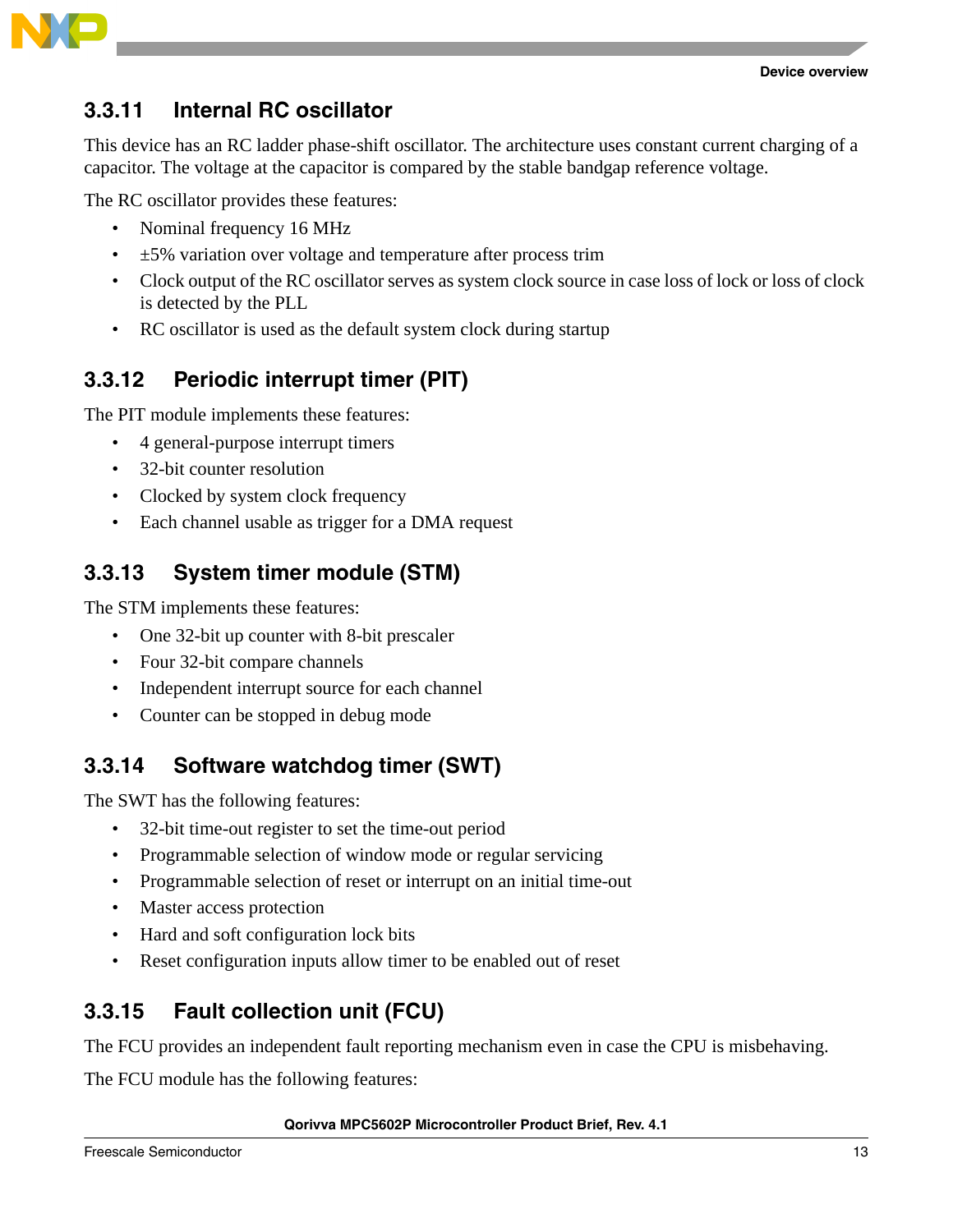### 3.3.11 Internal RC oscillator

This device has an RC ladder phase-shift oscillator. The architecture uses constant current charging of a capacitor. The voltage at the capacitor is compared by the stable bandgap reference voltage.

The RC oscillator provides these features:

- Nominal frequency 16 MHz
- ±5% variation over voltage and temperature after process trim
- Clock output of the RC oscillator serves as system clock source in case loss of lock or loss of clock is detected by the PLL
- RC oscillator is used as the default system clock during startup

### 3.3.12 Periodic interrupt timer (PIT)

The PIT module implements these features:

- 4 general-purpose interrupt timers
- 32-bit counter resolution
- Clocked by system clock frequency
- Each channel usable as trigger for a DMA request

### 3.3.13 System timer module (STM)

The STM implements these features:

- One 32-bit up counter with 8-bit prescaler
- Four 32-bit compare channels
- Independent interrupt source for each channel
- Counter can be stopped in debug mode

### 3.3.14 Software watchdog timer (SWT)

The SWT has the following features:

- 32-bit time-out register to set the time-out period
- Programmable selection of window mode or regular servicing
- Programmable selection of reset or interrupt on an initial time-out
- Master access protection
- Hard and soft configuration lock bits
- Reset configuration inputs allow timer to be enabled out of reset

### 3.3.15 Fault collection unit (FCU)

The FCU provides an independent fault reporting mechanism even in case the CPU is misbehaving.

The FCU module has the following features: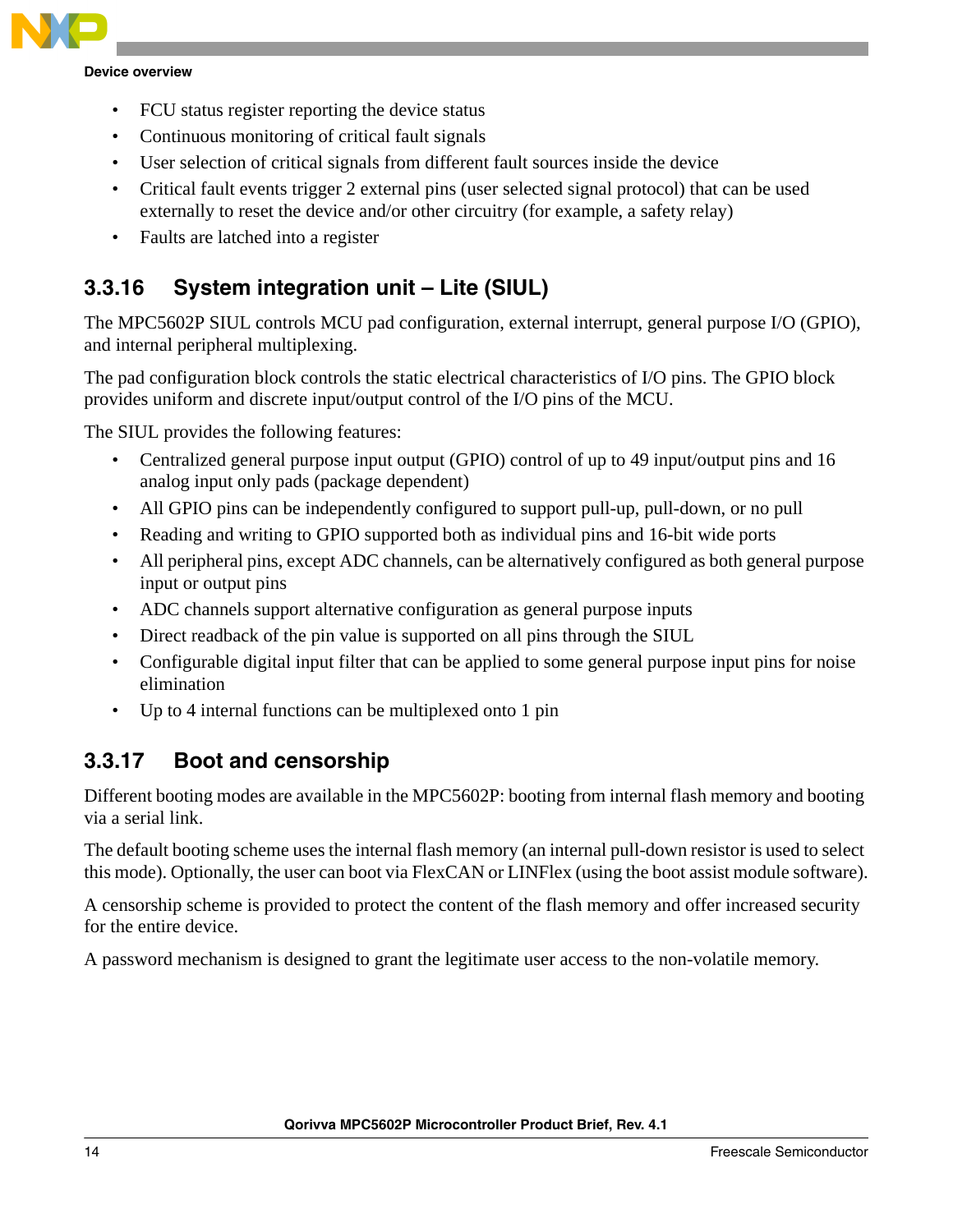- FCU status register reporting the device status
- Continuous monitoring of critical fault signals
- User selection of critical signals from different fault sources inside the device
- Critical fault events trigger 2 external pins (user selected signal protocol) that can be used externally to reset the device and/or other circuitry (for example, a safety relay)
- Faults are latched into a register

### 3.3.16 System integration unit – Lite (SIUL)

The MPC5602P SIUL controls MCU pad configuration, external interrupt, general purpose I/O (GPIO), and internal peripheral multiplexing.

The pad configuration block controls the static electrical characteristics of I/O pins. The GPIO block provides uniform and discrete input/output control of the I/O pins of the MCU.

The SIUL provides the following features:

- Centralized general purpose input output (GPIO) control of up to 49 input/output pins and 16 analog input only pads (package dependent)
- All GPIO pins can be independently configured to support pull-up, pull-down, or no pull
- Reading and writing to GPIO supported both as individual pins and 16-bit wide ports
- All peripheral pins, except ADC channels, can be alternatively configured as both general purpose input or output pins
- ADC channels support alternative configuration as general purpose inputs
- Direct readback of the pin value is supported on all pins through the SIUL
- Configurable digital input filter that can be applied to some general purpose input pins for noise elimination
- Up to 4 internal functions can be multiplexed onto 1 pin

### 3.3.17 Boot and censorship

Different booting modes are available in the MPC5602P: booting from internal flash memory and booting via a serial link.

The default booting scheme uses the internal flash memory (an internal pull-down resistor is used to select this mode). Optionally, the user can boot via FlexCAN or LINFlex (using the boot assist module software).

A censorship scheme is provided to protect the content of the flash memory and offer increased security for the entire device.

A password mechanism is designed to grant the legitimate user access to the non-volatile memory.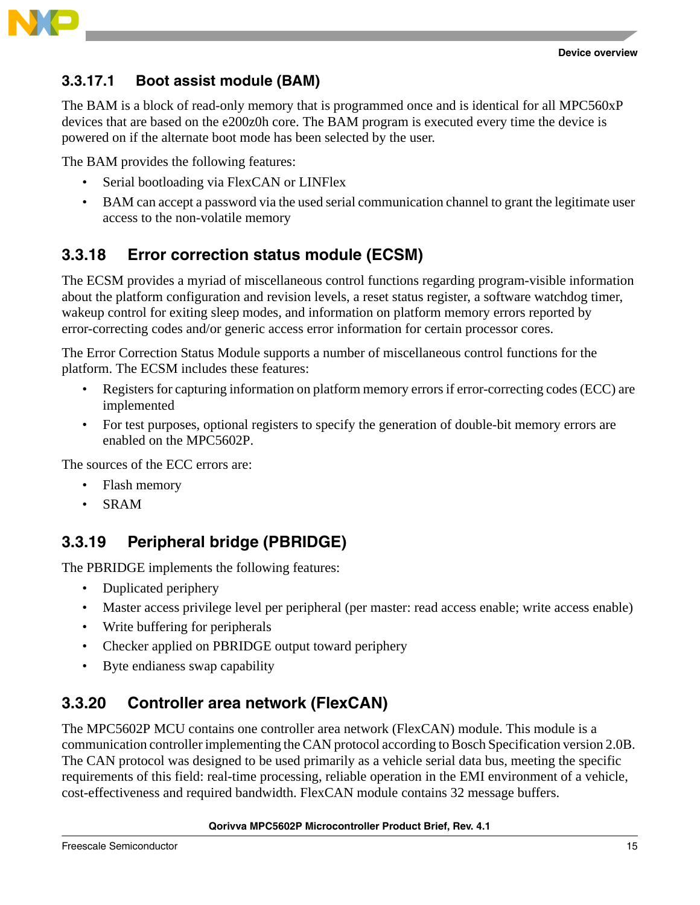#### 3.3.17.1 Boot assist module (BAM)

The BAM is a block of read-only memory that is programmed once and is identical for all MPC560xP devices that are based on the e200z0h core. The BAM program is executed every time the device is powered on if the alternate boot mode has been selected by the user.

The BAM provides the following features:

- Serial bootloading via FlexCAN or LINFlex
- BAM can accept a password via the used serial communication channel to grant the legitimate user access to the non-volatile memory

### 3.3.18 Error correction status module (ECSM)

The ECSM provides a myriad of miscellaneous control functions regarding program-visible information about the platform configuration and revision levels, a reset status register, a software watchdog timer, wakeup control for exiting sleep modes, and information on platform memory errors reported by error-correcting codes and/or generic access error information for certain processor cores.

The Error Correction Status Module supports a number of miscellaneous control functions for the platform. The ECSM includes these features:

- Registers for capturing information on platform memory errors if error-correcting codes (ECC) are implemented
- For test purposes, optional registers to specify the generation of double-bit memory errors are enabled on the MPC5602P.

The sources of the ECC errors are:

- Flash memory
- SRAM

### 3.3.19 Peripheral bridge (PBRIDGE)

The PBRIDGE implements the following features:

- Duplicated periphery
- Master access privilege level per peripheral (per master: read access enable; write access enable)
- Write buffering for peripherals
- Checker applied on PBRIDGE output toward periphery
- Byte endianess swap capability

### 3.3.20 Controller area network (FlexCAN)

The MPC5602P MCU contains one controller area network (FlexCAN) module. This module is a communication controller implementing the CAN protocol according to Bosch Specification version 2.0B. The CAN protocol was designed to be used primarily as a vehicle serial data bus, meeting the specific requirements of this field: real-time processing, reliable operation in the EMI environment of a vehicle, cost-effectiveness and required bandwidth. FlexCAN module contains 32 message buffers.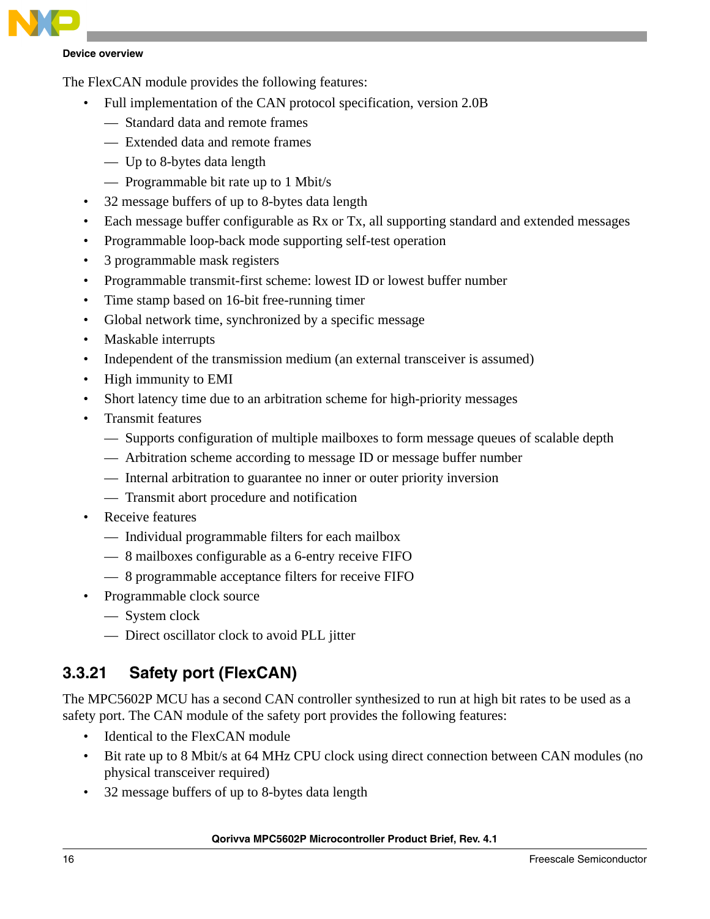The FlexCAN module provides the following features:

- Full implementation of the CAN protocol specification, version 2.0B
  - Standard data and remote frames
  - Extended data and remote frames
  - Up to 8-bytes data length
  - Programmable bit rate up to 1 Mbit/s
- 32 message buffers of up to 8-bytes data length
- Each message buffer configurable as Rx or Tx, all supporting standard and extended messages
- Programmable loop-back mode supporting self-test operation
- 3 programmable mask registers
- Programmable transmit-first scheme: lowest ID or lowest buffer number
- Time stamp based on 16-bit free-running timer
- Global network time, synchronized by a specific message
- Maskable interrupts
- Independent of the transmission medium (an external transceiver is assumed)
- High immunity to EMI
- Short latency time due to an arbitration scheme for high-priority messages
- Transmit features
  - Supports configuration of multiple mailboxes to form message queues of scalable depth
  - Arbitration scheme according to message ID or message buffer number
  - Internal arbitration to guarantee no inner or outer priority inversion
  - Transmit abort procedure and notification
- Receive features
  - Individual programmable filters for each mailbox
  - 8 mailboxes configurable as a 6-entry receive FIFO
  - 8 programmable acceptance filters for receive FIFO
- Programmable clock source
  - System clock
  - Direct oscillator clock to avoid PLL jitter

### 3.3.21 Safety port (FlexCAN)

The MPC5602P MCU has a second CAN controller synthesized to run at high bit rates to be used as a safety port. The CAN module of the safety port provides the following features:

- Identical to the FlexCAN module
- Bit rate up to 8 Mbit/s at 64 MHz CPU clock using direct connection between CAN modules (no physical transceiver required)
- 32 message buffers of up to 8-bytes data length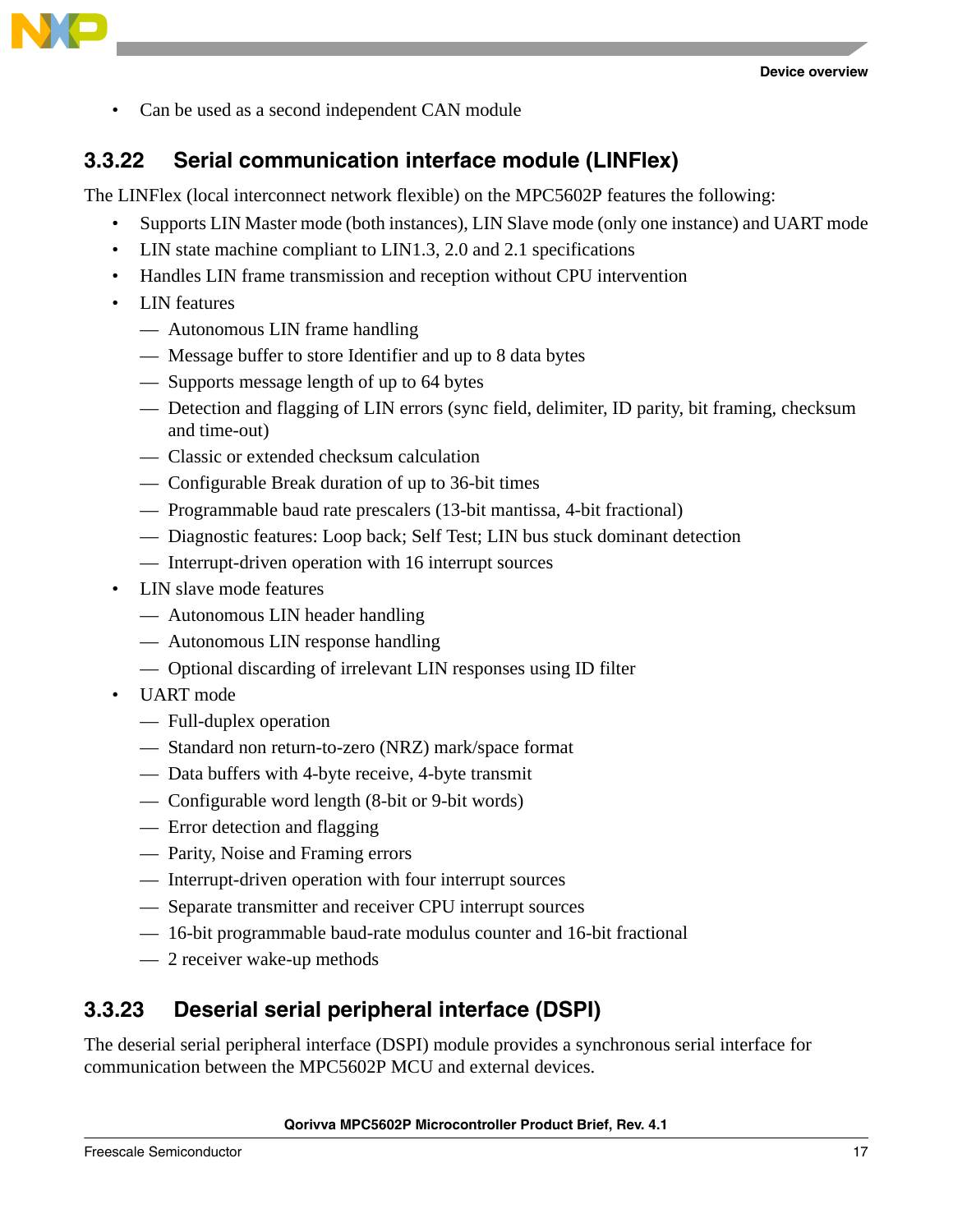- Can be used as a second independent CAN module

### 3.3.22 Serial communication interface module (LINFlex)

The LINFlex (local interconnect network flexible) on the MPC5602P features the following:

- Supports LIN Master mode (both instances), LIN Slave mode (only one instance) and UART mode
- LIN state machine compliant to LIN1.3, 2.0 and 2.1 specifications
- Handles LIN frame transmission and reception without CPU intervention
- LIN features
  - Autonomous LIN frame handling
  - Message buffer to store Identifier and up to 8 data bytes
  - Supports message length of up to 64 bytes
  - Detection and flagging of LIN errors (sync field, delimiter, ID parity, bit framing, checksum and time-out)
  - Classic or extended checksum calculation
  - Configurable Break duration of up to 36-bit times
  - Programmable baud rate prescalers (13-bit mantissa, 4-bit fractional)
  - Diagnostic features: Loop back; Self Test; LIN bus stuck dominant detection
  - Interrupt-driven operation with 16 interrupt sources
- LIN slave mode features
  - Autonomous LIN header handling
  - Autonomous LIN response handling
  - Optional discarding of irrelevant LIN responses using ID filter
- UART mode
  - Full-duplex operation
  - Standard non return-to-zero (NRZ) mark/space format
  - Data buffers with 4-byte receive, 4-byte transmit
  - Configurable word length (8-bit or 9-bit words)
  - Error detection and flagging
  - Parity, Noise and Framing errors
  - Interrupt-driven operation with four interrupt sources
  - Separate transmitter and receiver CPU interrupt sources
  - 16-bit programmable baud-rate modulus counter and 16-bit fractional
  - 2 receiver wake-up methods

### 3.3.23 Deserial serial peripheral interface (DSPI)

The deserial serial peripheral interface (DSPI) module provides a synchronous serial interface for communication between the MPC5602P MCU and external devices.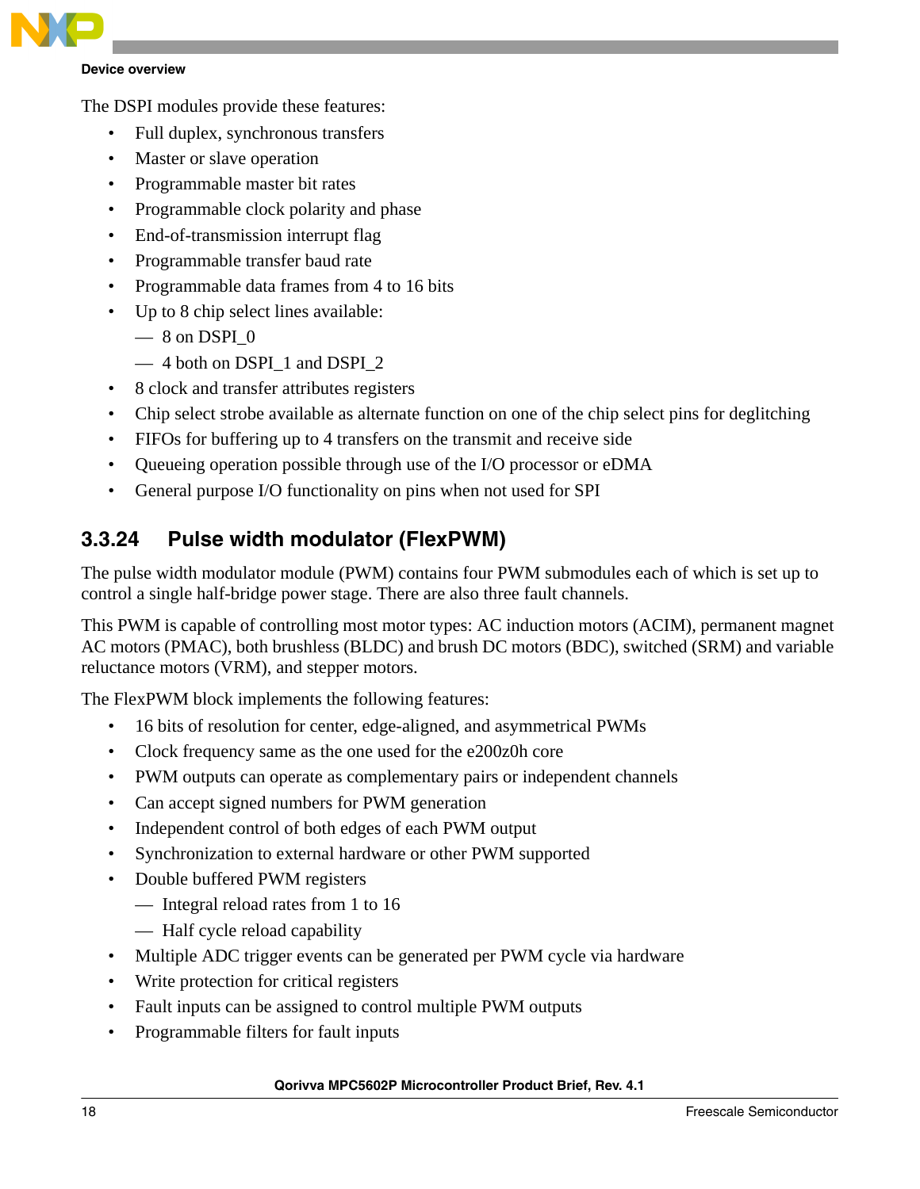The DSPI modules provide these features:

- Full duplex, synchronous transfers
- Master or slave operation
- Programmable master bit rates
- Programmable clock polarity and phase
- End-of-transmission interrupt flag
- Programmable transfer baud rate
- Programmable data frames from 4 to 16 bits
- Up to 8 chip select lines available:
  - 8 on DSPI_0
  - 4 both on DSPI_1 and DSPI_2
- 8 clock and transfer attributes registers
- Chip select strobe available as alternate function on one of the chip select pins for deglitching
- FIFOs for buffering up to 4 transfers on the transmit and receive side
- Queueing operation possible through use of the I/O processor or eDMA
- General purpose I/O functionality on pins when not used for SPI

### 3.3.24 Pulse width modulator (FlexPWM)

The pulse width modulator module (PWM) contains four PWM submodules each of which is set up to control a single half-bridge power stage. There are also three fault channels.

This PWM is capable of controlling most motor types: AC induction motors (ACIM), permanent magnet AC motors (PMAC), both brushless (BLDC) and brush DC motors (BDC), switched (SRM) and variable reluctance motors (VRM), and stepper motors.

The FlexPWM block implements the following features:

- 16 bits of resolution for center, edge-aligned, and asymmetrical PWMs
- Clock frequency same as the one used for the e200z0h core
- PWM outputs can operate as complementary pairs or independent channels
- Can accept signed numbers for PWM generation
- Independent control of both edges of each PWM output
- Synchronization to external hardware or other PWM supported
- Double buffered PWM registers
  - Integral reload rates from 1 to 16
  - Half cycle reload capability
- Multiple ADC trigger events can be generated per PWM cycle via hardware
- Write protection for critical registers
- Fault inputs can be assigned to control multiple PWM outputs
- Programmable filters for fault inputs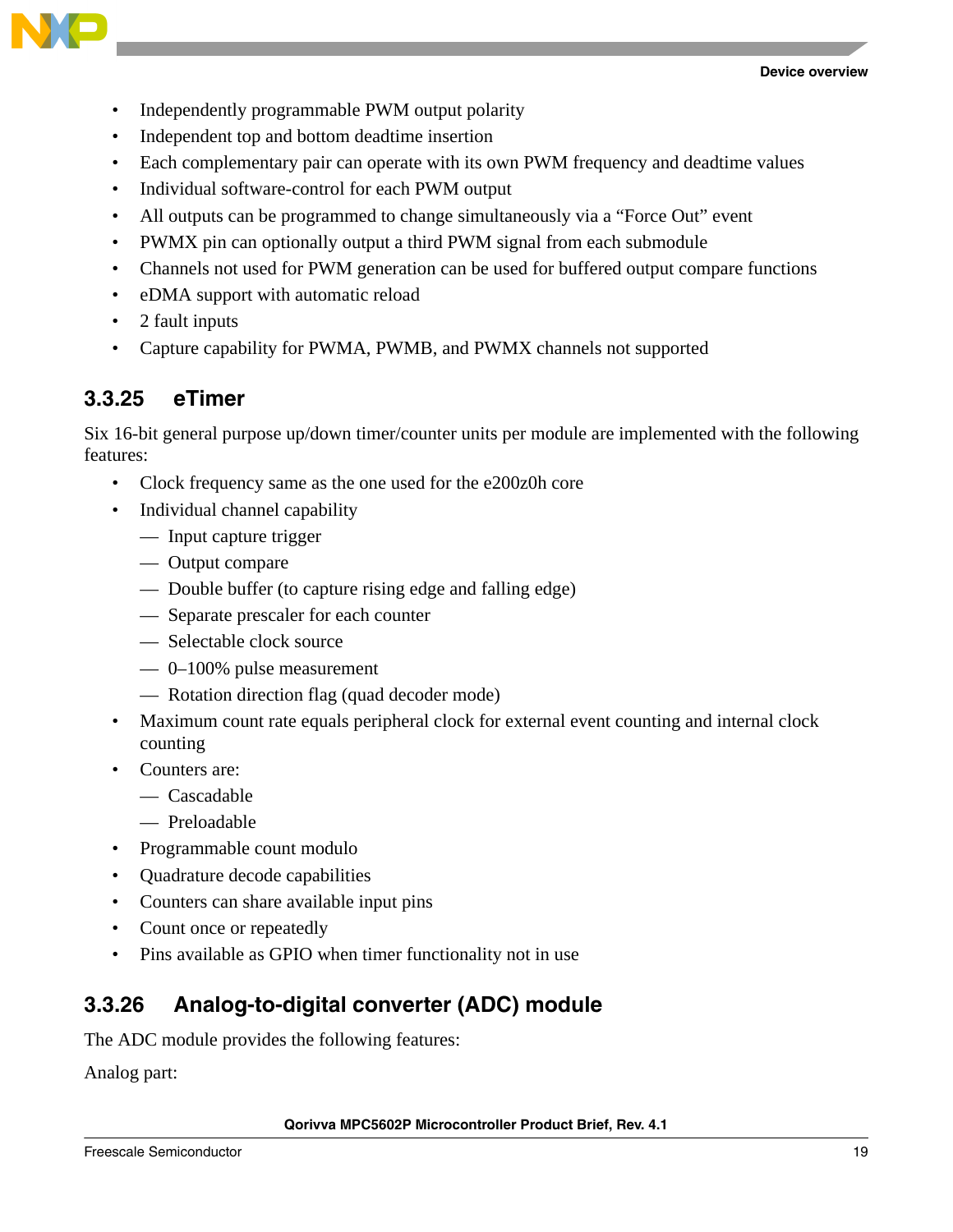- Independently programmable PWM output polarity
- Independent top and bottom deadtime insertion
- Each complementary pair can operate with its own PWM frequency and deadtime values
- Individual software-control for each PWM output
- All outputs can be programmed to change simultaneously via a “Force Out” event
- PWMX pin can optionally output a third PWM signal from each submodule
- Channels not used for PWM generation can be used for buffered output compare functions
- eDMA support with automatic reload
- 2 fault inputs
- Capture capability for PWMA, PWMB, and PWMX channels not supported

### 3.3.25 eTimer

Six 16-bit general purpose up/down timer/counter units per module are implemented with the following features:

- Clock frequency same as the one used for the e200z0h core
- Individual channel capability
  - Input capture trigger
  - Output compare
  - Double buffer (to capture rising edge and falling edge)
  - Separate prescaler for each counter
  - Selectable clock source
  - 0–100% pulse measurement
  - Rotation direction flag (quad decoder mode)
- Maximum count rate equals peripheral clock for external event counting and internal clock counting
- Counters are:
  - Cascadable
  - Preloadable
- Programmable count modulo
- Quadrature decode capabilities
- Counters can share available input pins
- Count once or repeatedly
- Pins available as GPIO when timer functionality not in use

### 3.3.26 Analog-to-digital converter (ADC) module

The ADC module provides the following features:

Analog part: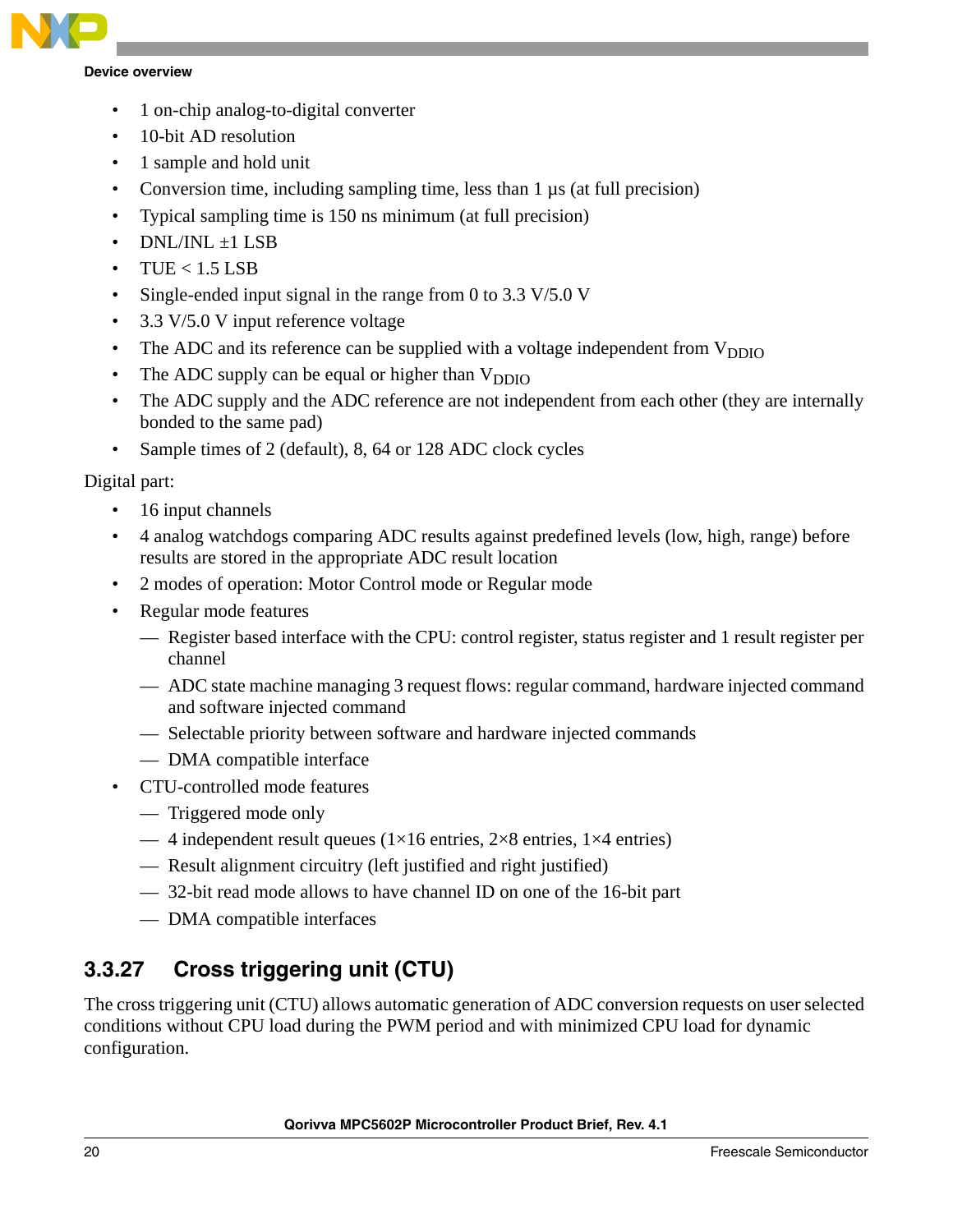- 1 on-chip analog-to-digital converter
- 10-bit AD resolution
- 1 sample and hold unit
- Conversion time, including sampling time, less than 1 µs (at full precision)
- Typical sampling time is 150 ns minimum (at full precision)
- DNL/INL ±1 LSB
- TUE < 1.5 LSB
- Single-ended input signal in the range from 0 to 3.3 V/5.0 V
- 3.3 V/5.0 V input reference voltage
- The ADC and its reference can be supplied with a voltage independent from $V_{DDIO}$
- The ADC supply can be equal or higher than $V_{DDIO}$
- The ADC supply and the ADC reference are not independent from each other (they are internally bonded to the same pad)
- Sample times of 2 (default), 8, 64 or 128 ADC clock cycles

Digital part:

- 16 input channels
- 4 analog watchdogs comparing ADC results against predefined levels (low, high, range) before results are stored in the appropriate ADC result location
- 2 modes of operation: Motor Control mode or Regular mode
- Regular mode features
  - Register based interface with the CPU: control register, status register and 1 result register per channel
  - ADC state machine managing 3 request flows: regular command, hardware injected command and software injected command
  - Selectable priority between software and hardware injected commands
  - DMA compatible interface
- CTU-controlled mode features
  - Triggered mode only
  - 4 independent result queues (1×16 entries, 2×8 entries, 1×4 entries)
  - Result alignment circuitry (left justified and right justified)
  - 32-bit read mode allows to have channel ID on one of the 16-bit part
  - DMA compatible interfaces

### 3.3.27 Cross triggering unit (CTU)

The cross triggering unit (CTU) allows automatic generation of ADC conversion requests on user selected conditions without CPU load during the PWM period and with minimized CPU load for dynamic configuration.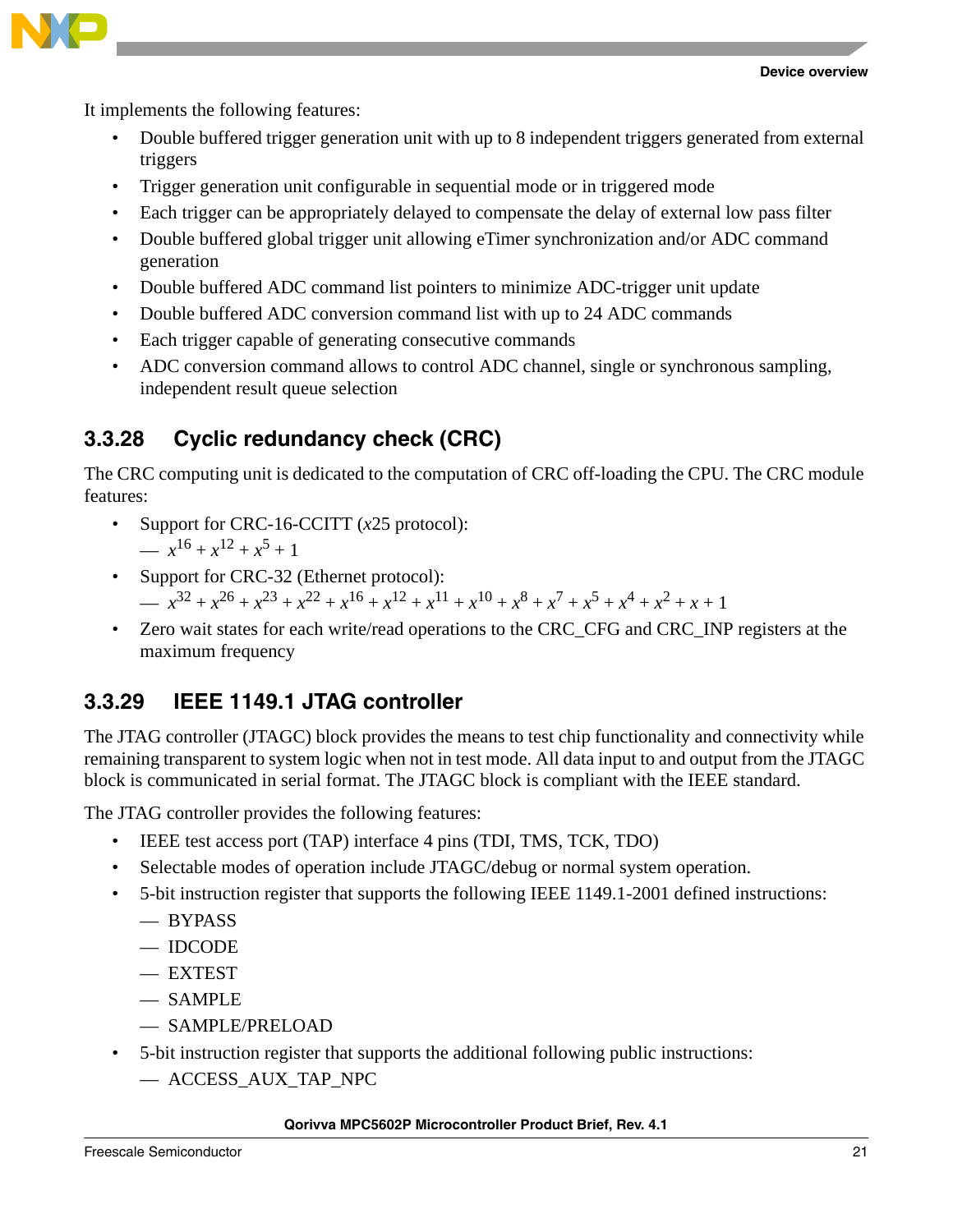It implements the following features:

- Double buffered trigger generation unit with up to 8 independent triggers generated from external triggers
- Trigger generation unit configurable in sequential mode or in triggered mode
- Each trigger can be appropriately delayed to compensate the delay of external low pass filter
- Double buffered global trigger unit allowing eTimer synchronization and/or ADC command generation
- Double buffered ADC command list pointers to minimize ADC-trigger unit update
- Double buffered ADC conversion command list with up to 24 ADC commands
- Each trigger capable of generating consecutive commands
- ADC conversion command allows to control ADC channel, single or synchronous sampling, independent result queue selection

### 3.3.28 Cyclic redundancy check (CRC)

The CRC computing unit is dedicated to the computation of CRC off-loading the CPU. The CRC module features:

- Support for CRC-16-CCITT (*x*25 protocol):
  - $x^{16} + x^{12} + x^5 + 1$
- Support for CRC-32 (Ethernet protocol):
  - $x^{32} + x^{26} + x^{23} + x^{22} + x^{16} + x^{12} + x^{11} + x^{10} + x^8 + x^7 + x^5 + x^4 + x^2 + x + 1$
- Zero wait states for each write/read operations to the CRC_CFG and CRC_INP registers at the maximum frequency

### 3.3.29 IEEE 1149.1 JTAG controller

The JTAG controller (JTAGC) block provides the means to test chip functionality and connectivity while remaining transparent to system logic when not in test mode. All data input to and output from the JTAGC block is communicated in serial format. The JTAGC block is compliant with the IEEE standard.

The JTAG controller provides the following features:

- IEEE test access port (TAP) interface 4 pins (TDI, TMS, TCK, TDO)
- Selectable modes of operation include JTAGC/debug or normal system operation.
- 5-bit instruction register that supports the following IEEE 1149.1-2001 defined instructions:
  - BYPASS
  - IDCODE
  - EXTEST
  - SAMPLE
  - SAMPLE/PRELOAD
- 5-bit instruction register that supports the additional following public instructions:
  - ACCESS_AUX_TAP_NPC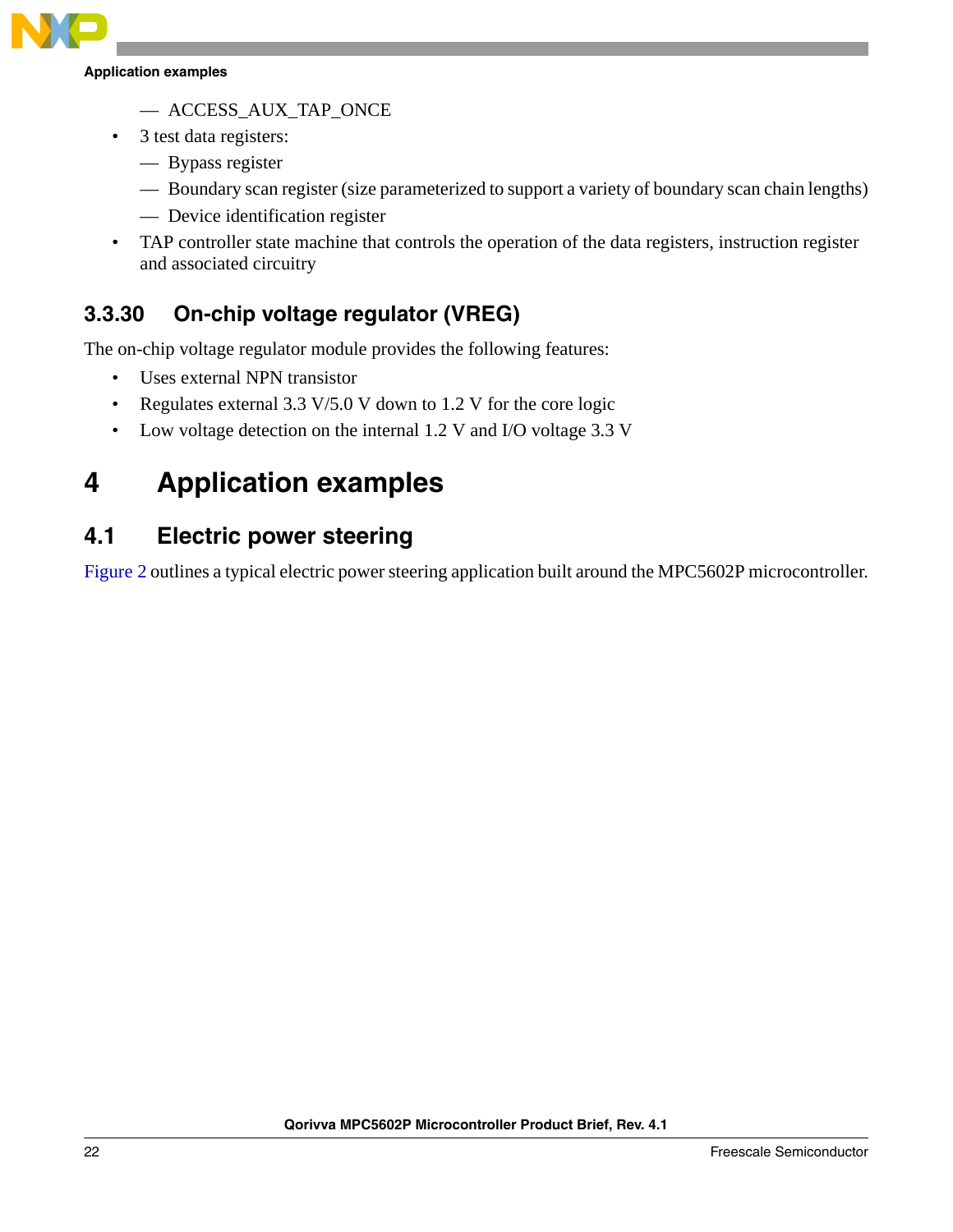- ACCESS_AUX_TAP_ONCE
- 3 test data registers:
    - Bypass register
    - Boundary scan register (size parameterized to support a variety of boundary scan chain lengths)
    - Device identification register
- TAP controller state machine that controls the operation of the data registers, instruction register and associated circuitry

### 3.3.30 On-chip voltage regulator (VREG)

The on-chip voltage regulator module provides the following features:

- Uses external NPN transistor
- Regulates external 3.3 V/5.0 V down to 1.2 V for the core logic
- Low voltage detection on the internal 1.2 V and I/O voltage 3.3 V

# 4 Application examples

## 4.1 Electric power steering

Figure 2 outlines a typical electric power steering application built around the MPC5602P microcontroller.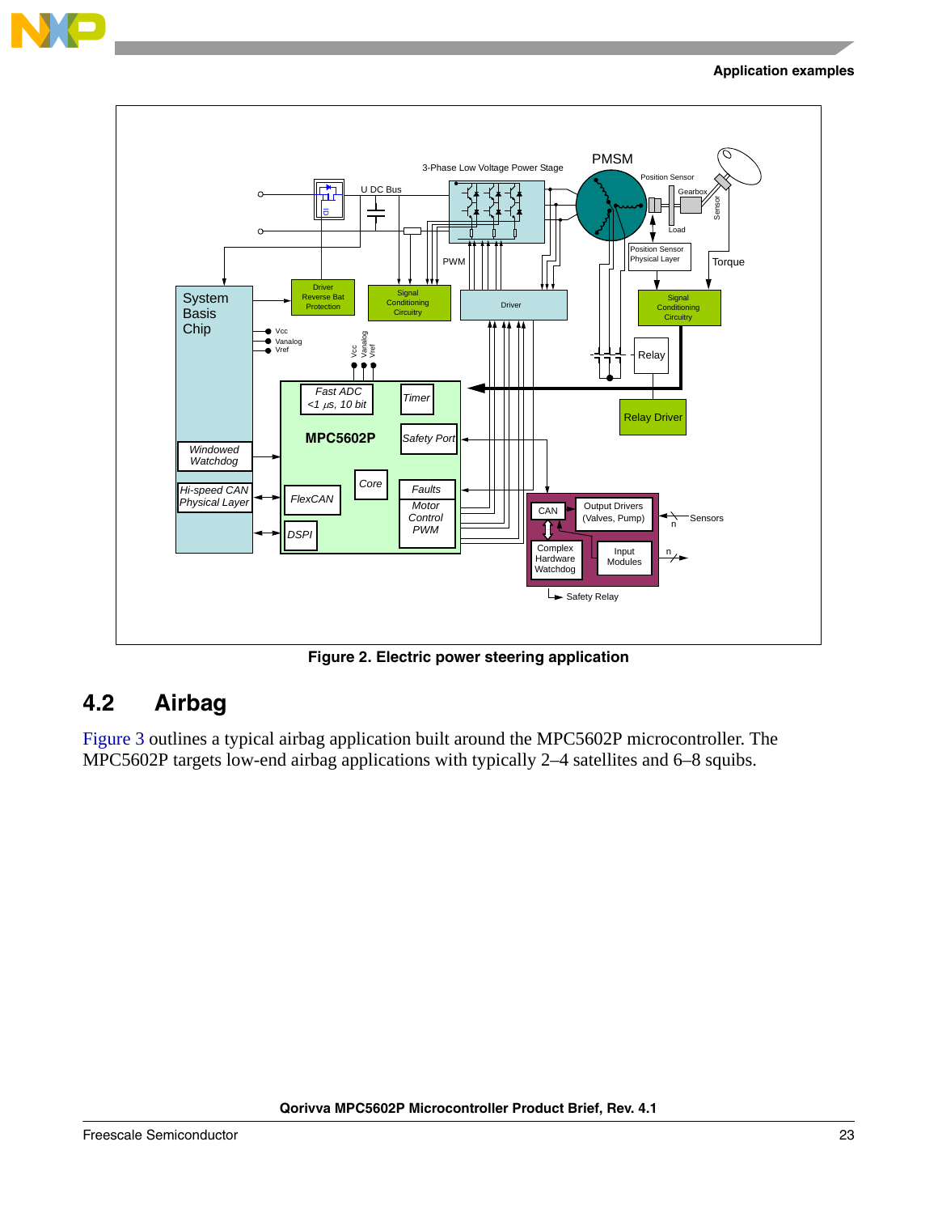Figure 2. Electric power steering application

## 4.2 Airbag

Figure 3 outlines a typical airbag application built around the MPC5602P microcontroller. The MPC5602P targets low-end airbag applications with typically 2–4 satellites and 6–8 squibs.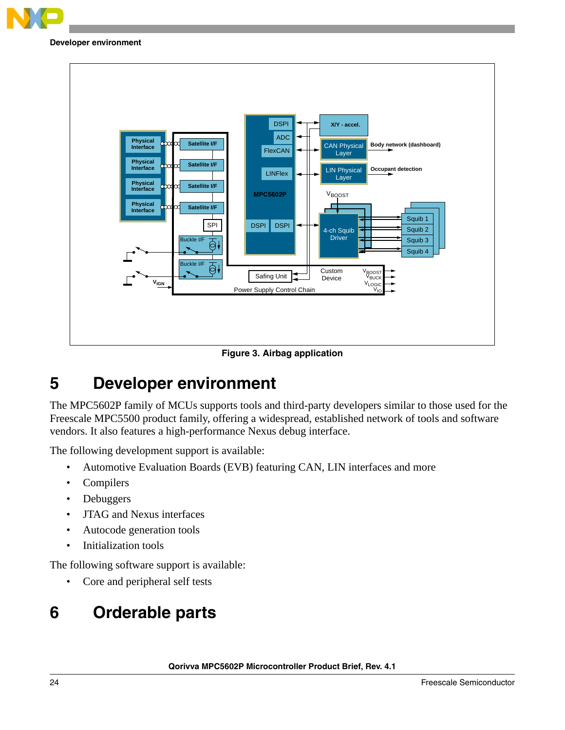Figure 3. Airbag application

# 5 Developer environment

The MPC5602P family of MCUs supports tools and third-party developers similar to those used for the Freescale MPC5500 product family, offering a widespread, established network of tools and software vendors. It also features a high-performance Nexus debug interface.

The following development support is available:

- Automotive Evaluation Boards (EVB) featuring CAN, LIN interfaces and more
- Compilers
- Debuggers
- JTAG and Nexus interfaces
- Autocode generation tools
- Initialization tools

The following software support is available:

- Core and peripheral self tests

# 6 Orderable parts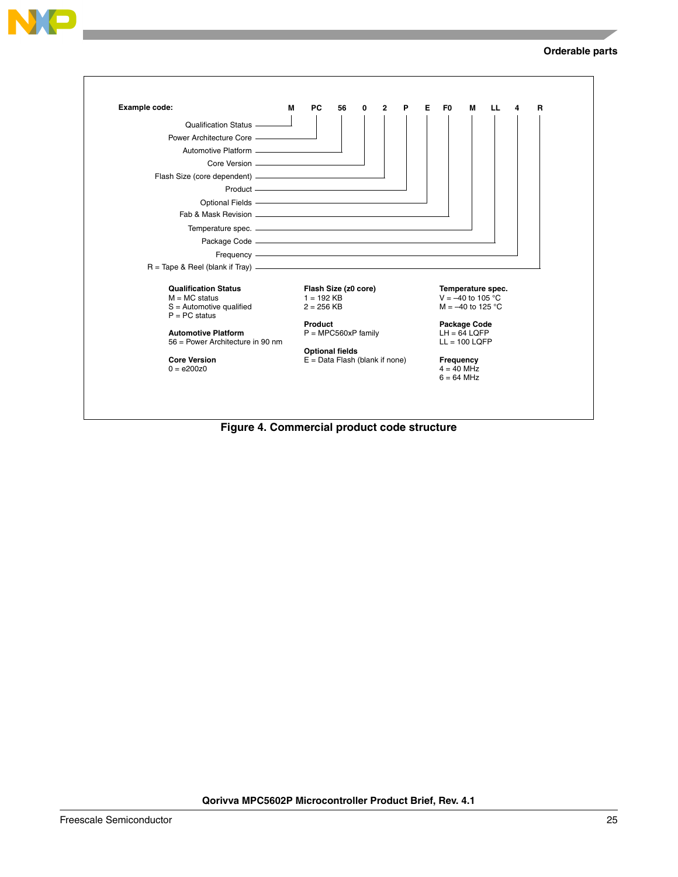**Example code:** M PC 56 0 2 P E F0 M LL 4 R

| Field | Example |
|---|---|
| Qualification Status | M |
| Power Architecture Core | PC |
| Automotive Platform | 56 |
| Core Version | 0 |
| Flash Size (core dependent) | 2 |
| Product | P |
| Optional Fields | E |
| Fab & Mask Revision | F0 |
| Temperature spec. | M |
| Package Code | LL |
| Frequency | 4 |
| R = Tape & Reel (blank if Tray) | R |

**Qualification Status**
M = MC status
S = Automotive qualified
P = PC status

**Automotive Platform**
56 = Power Architecture in 90 nm

**Core Version**
0 = e200z0

**Flash Size (z0 core)**
1 = 192 KB
2 = 256 KB

**Product**
P = MPC560xP family

**Optional fields**
E = Data Flash (blank if none)

**Temperature spec.**
V = –40 to 105 °C
M = –40 to 125 °C

**Package Code**
LH = 64 LQFP
LL = 100 LQFP

**Frequency**
4 = 40 MHz
6 = 64 MHz

**Figure 4. Commercial product code structure**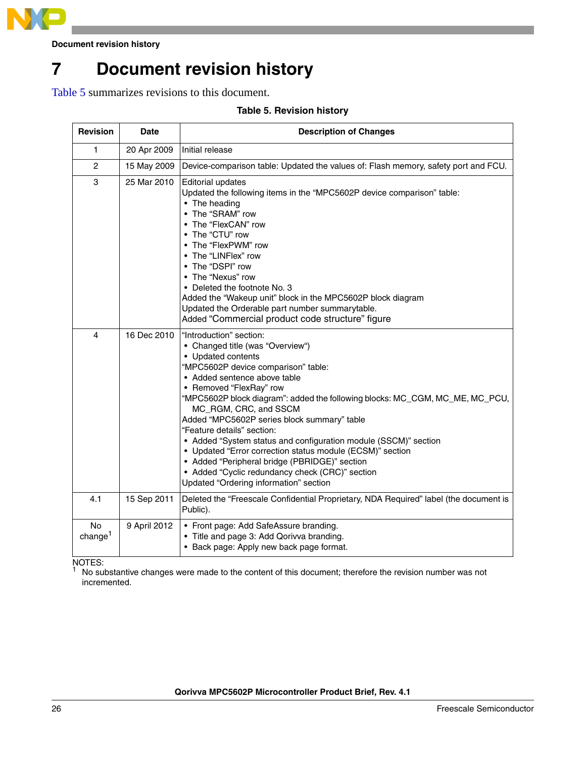# 7 Document revision history

Table 5 summarizes revisions to this document.

**Table 5. Revision history**

| Revision | Date | Description of Changes |
|---|---|---|
| 1 | 20 Apr 2009 | Initial release |
| 2 | 15 May 2009 | Device-comparison table: Updated the values of: Flash memory, safety port and FCU. |
| 3 | 25 Mar 2010 | Editorial updates<br>Updated the following items in the “MPC5602P device comparison” table:<br>• The heading<br>• The “SRAM” row<br>• The “FlexCAN” row<br>• The “CTU” row<br>• The “FlexPWM” row<br>• The “LINFlex” row<br>• The “DSPI” row<br>• The “Nexus” row<br>• Deleted the footnote No. 3<br>Added the “Wakeup unit” block in the MPC5602P block diagram<br>Updated the Orderable part number summarytable.<br>Added “Commercial product code structure” figure |
| 4 | 16 Dec 2010 | “Introduction” section:<br>• Changed title (was “Overview“)<br>• Updated contents<br>“MPC5602P device comparison” table:<br>• Added sentence above table<br>• Removed “FlexRay” row<br>“MPC5602P block diagram”: added the following blocks: MC_CGM, MC_ME, MC_PCU, MC_RGM, CRC, and SSCM<br>Added “MPC5602P series block summary” table<br>“Feature details” section:<br>• Added “System status and configuration module (SSCM)” section<br>• Updated “Error correction status module (ECSM)” section<br>• Added “Peripheral bridge (PBRIDGE)” section<br>• Added “Cyclic redundancy check (CRC)” section<br>Updated “Ordering information” section |
| 4.1 | 15 Sep 2011 | Deleted the “Freescale Confidential Proprietary, NDA Required” label (the document is Public). |
| No change[1] | 9 April 2012 | • Front page: Add SafeAssure branding.<br>• Title and page 3: Add Qorivva branding.<br>• Back page: Apply new back page format. |

NOTES:
[1] No substantive changes were made to the content of this document; therefore the revision number was not incremented.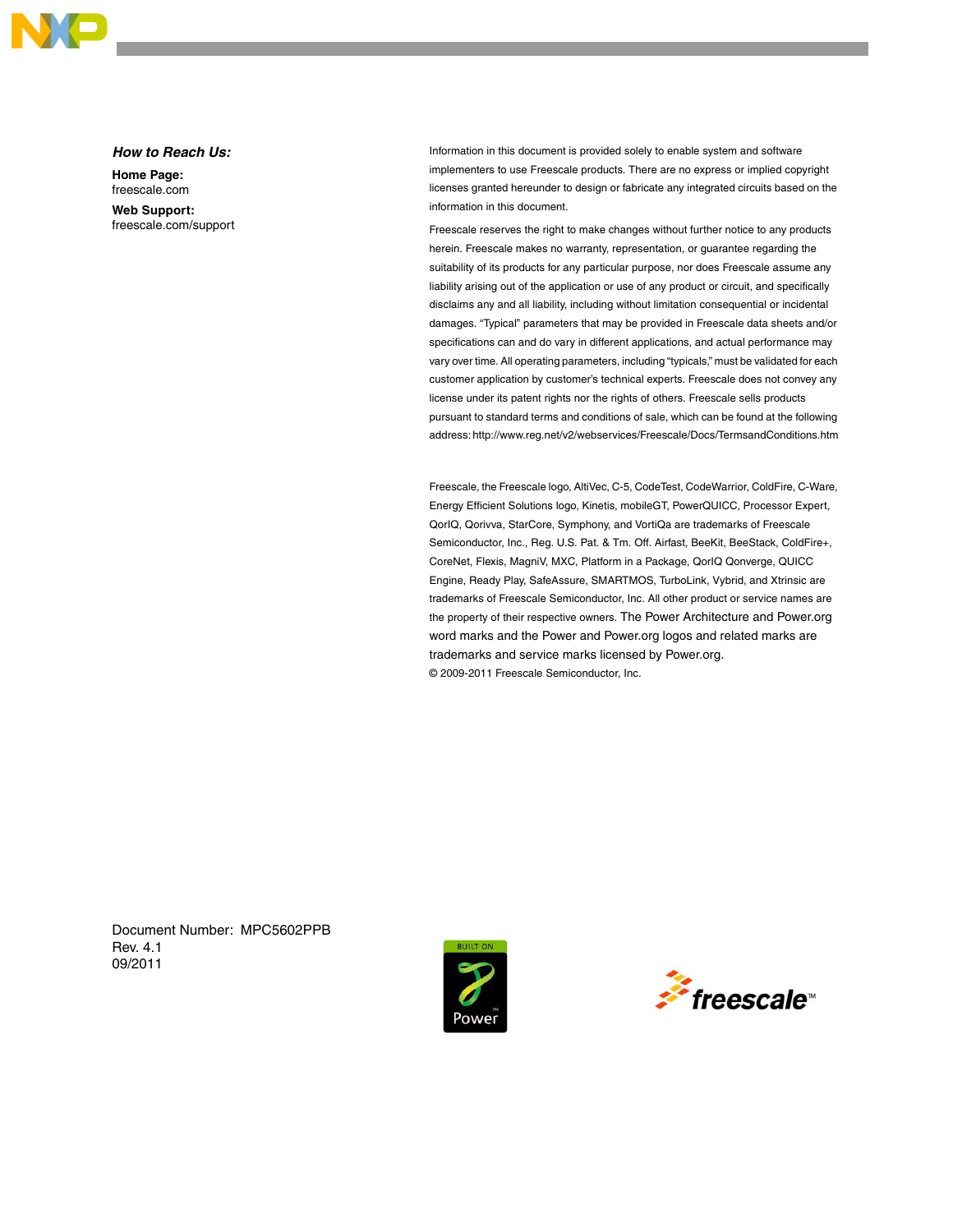***How to Reach Us:***

**Home Page:**
freescale.com

**Web Support:**
freescale.com/support

Information in this document is provided solely to enable system and software implementers to use Freescale products. There are no express or implied copyright licenses granted hereunder to design or fabricate any integrated circuits based on the information in this document.

Freescale reserves the right to make changes without further notice to any products herein. Freescale makes no warranty, representation, or guarantee regarding the suitability of its products for any particular purpose, nor does Freescale assume any liability arising out of the application or use of any product or circuit, and specifically disclaims any and all liability, including without limitation consequential or incidental damages. “Typical” parameters that may be provided in Freescale data sheets and/or specifications can and do vary in different applications, and actual performance may vary over time. All operating parameters, including “typicals,” must be validated for each customer application by customer’s technical experts. Freescale does not convey any license under its patent rights nor the rights of others. Freescale sells products pursuant to standard terms and conditions of sale, which can be found at the following address: http://www.reg.net/v2/webservices/Freescale/Docs/TermsandConditions.htm

Freescale, the Freescale logo, AltiVec, C-5, CodeTest, CodeWarrior, ColdFire, C-Ware, Energy Efficient Solutions logo, Kinetis, mobileGT, PowerQUICC, Processor Expert, QorIQ, Qorivva, StarCore, Symphony, and VortiQa are trademarks of Freescale Semiconductor, Inc., Reg. U.S. Pat. & Tm. Off. Airfast, BeeKit, BeeStack, ColdFire+, CoreNet, Flexis, MagniV, MXC, Platform in a Package, QorIQ Qonverge, QUICC Engine, Ready Play, SafeAssure, SMARTMOS, TurboLink, Vybrid, and Xtrinsic are trademarks of Freescale Semiconductor, Inc. All other product or service names are the property of their respective owners. The Power Architecture and Power.org word marks and the Power and Power.org logos and related marks are trademarks and service marks licensed by Power.org.
© 2009-2011 Freescale Semiconductor, Inc.

Document Number: MPC5602PPB
Rev. 4.1
09/2011